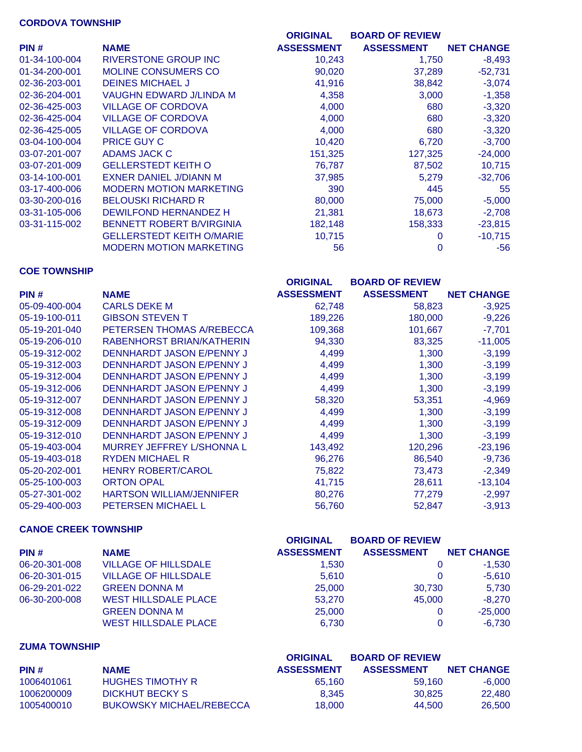## CORDOVA TOWNSHIP

| PIN # | NAME | ORIGINAL ASSESSMENT | BOARD OF REVIEW ASSESSMENT | NET CHANGE |
|---|---|---|---|---|
| 01-34-100-004 | RIVERSTONE GROUP INC | 10,243 | 1,750 | -8,493 |
| 01-34-200-001 | MOLINE CONSUMERS CO | 90,020 | 37,289 | -52,731 |
| 02-36-203-001 | DEINES MICHAEL J | 41,916 | 38,842 | -3,074 |
| 02-36-204-001 | VAUGHN EDWARD J/LINDA M | 4,358 | 3,000 | -1,358 |
| 02-36-425-003 | VILLAGE OF CORDOVA | 4,000 | 680 | -3,320 |
| 02-36-425-004 | VILLAGE OF CORDOVA | 4,000 | 680 | -3,320 |
| 02-36-425-005 | VILLAGE OF CORDOVA | 4,000 | 680 | -3,320 |
| 03-04-100-004 | PRICE GUY C | 10,420 | 6,720 | -3,700 |
| 03-07-201-007 | ADAMS JACK C | 151,325 | 127,325 | -24,000 |
| 03-07-201-009 | GELLERSTEDT KEITH O | 76,787 | 87,502 | 10,715 |
| 03-14-100-001 | EXNER DANIEL J/DIANN M | 37,985 | 5,279 | -32,706 |
| 03-17-400-006 | MODERN MOTION MARKETING | 390 | 445 | 55 |
| 03-30-200-016 | BELOUSKI RICHARD R | 80,000 | 75,000 | -5,000 |
| 03-31-105-006 | DEWILFOND HERNANDEZ H | 21,381 | 18,673 | -2,708 |
| 03-31-115-002 | BENNETT ROBERT B/VIRGINIA | 182,148 | 158,333 | -23,815 |
| | GELLERSTEDT KEITH O/MARIE | 10,715 | 0 | -10,715 |
| | MODERN MOTION MARKETING | 56 | 0 | -56 |

## COE TOWNSHIP

| PIN # | NAME | ORIGINAL ASSESSMENT | BOARD OF REVIEW ASSESSMENT | NET CHANGE |
|---|---|---|---|---|
| 05-09-400-004 | CARLS DEKE M | 62,748 | 58,823 | -3,925 |
| 05-19-100-011 | GIBSON STEVEN T | 189,226 | 180,000 | -9,226 |
| 05-19-201-040 | PETERSEN THOMAS A/REBECCA | 109,368 | 101,667 | -7,701 |
| 05-19-206-010 | RABENHORST BRIAN/KATHERIN | 94,330 | 83,325 | -11,005 |
| 05-19-312-002 | DENNHARDT JASON E/PENNY J | 4,499 | 1,300 | -3,199 |
| 05-19-312-003 | DENNHARDT JASON E/PENNY J | 4,499 | 1,300 | -3,199 |
| 05-19-312-004 | DENNHARDT JASON E/PENNY J | 4,499 | 1,300 | -3,199 |
| 05-19-312-006 | DENNHARDT JASON E/PENNY J | 4,499 | 1,300 | -3,199 |
| 05-19-312-007 | DENNHARDT JASON E/PENNY J | 58,320 | 53,351 | -4,969 |
| 05-19-312-008 | DENNHARDT JASON E/PENNY J | 4,499 | 1,300 | -3,199 |
| 05-19-312-009 | DENNHARDT JASON E/PENNY J | 4,499 | 1,300 | -3,199 |
| 05-19-312-010 | DENNHARDT JASON E/PENNY J | 4,499 | 1,300 | -3,199 |
| 05-19-403-004 | MURREY JEFFREY L/SHONNA L | 143,492 | 120,296 | -23,196 |
| 05-19-403-018 | RYDEN MICHAEL R | 96,276 | 86,540 | -9,736 |
| 05-20-202-001 | HENRY ROBERT/CAROL | 75,822 | 73,473 | -2,349 |
| 05-25-100-003 | ORTON OPAL | 41,715 | 28,611 | -13,104 |
| 05-27-301-002 | HARTSON WILLIAM/JENNIFER | 80,276 | 77,279 | -2,997 |
| 05-29-400-003 | PETERSEN MICHAEL L | 56,760 | 52,847 | -3,913 |

## CANOE CREEK TOWNSHIP

| PIN # | NAME | ORIGINAL ASSESSMENT | BOARD OF REVIEW ASSESSMENT | NET CHANGE |
|---|---|---|---|---|
| 06-20-301-008 | VILLAGE OF HILLSDALE | 1,530 | 0 | -1,530 |
| 06-20-301-015 | VILLAGE OF HILLSDALE | 5,610 | 0 | -5,610 |
| 06-29-201-022 | GREEN DONNA M | 25,000 | 30,730 | 5,730 |
| 06-30-200-008 | WEST HILLSDALE PLACE | 53,270 | 45,000 | -8,270 |
| | GREEN DONNA M | 25,000 | 0 | -25,000 |
| | WEST HILLSDALE PLACE | 6,730 | 0 | -6,730 |

## ZUMA TOWNSHIP

| PIN # | NAME | ORIGINAL ASSESSMENT | BOARD OF REVIEW ASSESSMENT | NET CHANGE |
|---|---|---|---|---|
| 1006401061 | HUGHES TIMOTHY R | 65,160 | 59,160 | -6,000 |
| 1006200009 | DICKHUT BECKY S | 8,345 | 30,825 | 22,480 |
| 1005400010 | BUKOWSKY MICHAEL/REBECCA | 18,000 | 44,500 | 26,500 |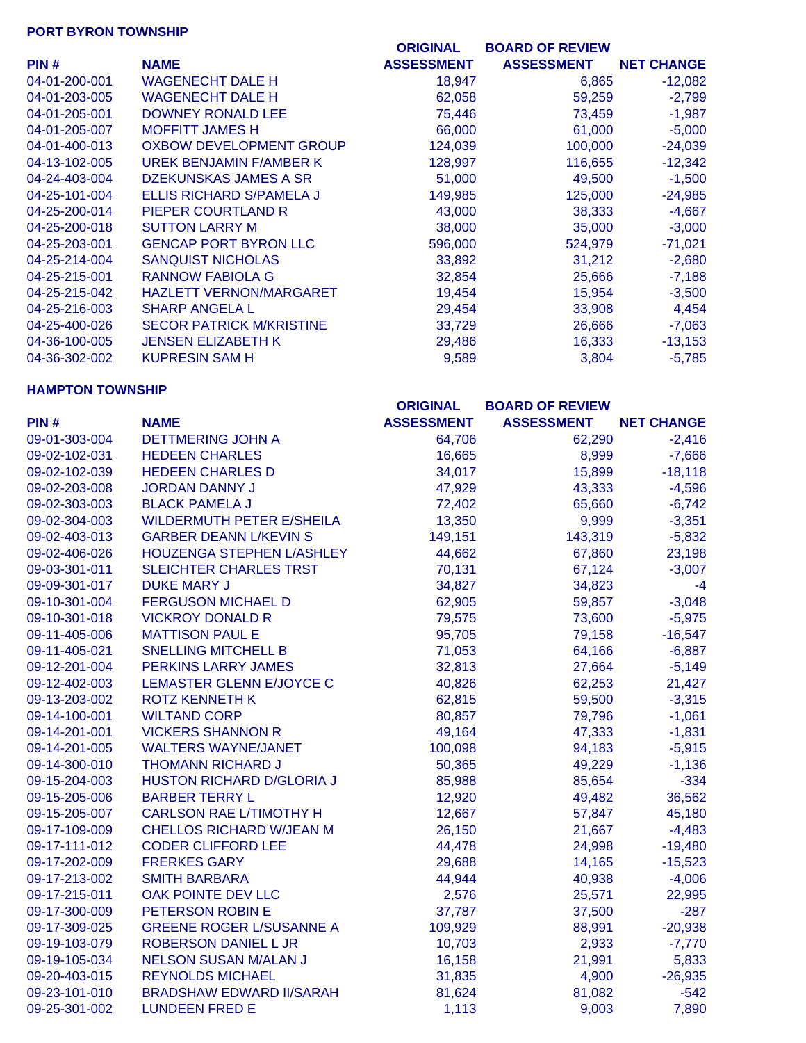## PORT BYRON TOWNSHIP

| PIN # | NAME | ORIGINAL ASSESSMENT | BOARD OF REVIEW ASSESSMENT | NET CHANGE |
|---|---|---|---|---|
| 04-01-200-001 | WAGENECHT DALE H | 18,947 | 6,865 | -12,082 |
| 04-01-203-005 | WAGENECHT DALE H | 62,058 | 59,259 | -2,799 |
| 04-01-205-001 | DOWNEY RONALD LEE | 75,446 | 73,459 | -1,987 |
| 04-01-205-007 | MOFFITT JAMES H | 66,000 | 61,000 | -5,000 |
| 04-01-400-013 | OXBOW DEVELOPMENT GROUP | 124,039 | 100,000 | -24,039 |
| 04-13-102-005 | UREK BENJAMIN F/AMBER K | 128,997 | 116,655 | -12,342 |
| 04-24-403-004 | DZEKUNSKAS JAMES A SR | 51,000 | 49,500 | -1,500 |
| 04-25-101-004 | ELLIS RICHARD S/PAMELA J | 149,985 | 125,000 | -24,985 |
| 04-25-200-014 | PIEPER COURTLAND R | 43,000 | 38,333 | -4,667 |
| 04-25-200-018 | SUTTON LARRY M | 38,000 | 35,000 | -3,000 |
| 04-25-203-001 | GENCAP PORT BYRON LLC | 596,000 | 524,979 | -71,021 |
| 04-25-214-004 | SANQUIST NICHOLAS | 33,892 | 31,212 | -2,680 |
| 04-25-215-001 | RANNOW FABIOLA G | 32,854 | 25,666 | -7,188 |
| 04-25-215-042 | HAZLETT VERNON/MARGARET | 19,454 | 15,954 | -3,500 |
| 04-25-216-003 | SHARP ANGELA L | 29,454 | 33,908 | 4,454 |
| 04-25-400-026 | SECOR PATRICK M/KRISTINE | 33,729 | 26,666 | -7,063 |
| 04-36-100-005 | JENSEN ELIZABETH K | 29,486 | 16,333 | -13,153 |
| 04-36-302-002 | KUPRESIN SAM H | 9,589 | 3,804 | -5,785 |

## HAMPTON TOWNSHIP

| PIN # | NAME | ORIGINAL ASSESSMENT | BOARD OF REVIEW ASSESSMENT | NET CHANGE |
|---|---|---|---|---|
| 09-01-303-004 | DETTMERING JOHN A | 64,706 | 62,290 | -2,416 |
| 09-02-102-031 | HEDEEN CHARLES | 16,665 | 8,999 | -7,666 |
| 09-02-102-039 | HEDEEN CHARLES D | 34,017 | 15,899 | -18,118 |
| 09-02-203-008 | JORDAN DANNY J | 47,929 | 43,333 | -4,596 |
| 09-02-303-003 | BLACK PAMELA J | 72,402 | 65,660 | -6,742 |
| 09-02-304-003 | WILDERMUTH PETER E/SHEILA | 13,350 | 9,999 | -3,351 |
| 09-02-403-013 | GARBER DEANN L/KEVIN S | 149,151 | 143,319 | -5,832 |
| 09-02-406-026 | HOUZENGA STEPHEN L/ASHLEY | 44,662 | 67,860 | 23,198 |
| 09-03-301-011 | SLEICHTER CHARLES TRST | 70,131 | 67,124 | -3,007 |
| 09-09-301-017 | DUKE MARY J | 34,827 | 34,823 | -4 |
| 09-10-301-004 | FERGUSON MICHAEL D | 62,905 | 59,857 | -3,048 |
| 09-10-301-018 | VICKROY DONALD R | 79,575 | 73,600 | -5,975 |
| 09-11-405-006 | MATTISON PAUL E | 95,705 | 79,158 | -16,547 |
| 09-11-405-021 | SNELLING MITCHELL B | 71,053 | 64,166 | -6,887 |
| 09-12-201-004 | PERKINS LARRY JAMES | 32,813 | 27,664 | -5,149 |
| 09-12-402-003 | LEMASTER GLENN E/JOYCE C | 40,826 | 62,253 | 21,427 |
| 09-13-203-002 | ROTZ KENNETH K | 62,815 | 59,500 | -3,315 |
| 09-14-100-001 | WILTAND CORP | 80,857 | 79,796 | -1,061 |
| 09-14-201-001 | VICKERS SHANNON R | 49,164 | 47,333 | -1,831 |
| 09-14-201-005 | WALTERS WAYNE/JANET | 100,098 | 94,183 | -5,915 |
| 09-14-300-010 | THOMANN RICHARD J | 50,365 | 49,229 | -1,136 |
| 09-15-204-003 | HUSTON RICHARD D/GLORIA J | 85,988 | 85,654 | -334 |
| 09-15-205-006 | BARBER TERRY L | 12,920 | 49,482 | 36,562 |
| 09-15-205-007 | CARLSON RAE L/TIMOTHY H | 12,667 | 57,847 | 45,180 |
| 09-17-109-009 | CHELLOS RICHARD W/JEAN M | 26,150 | 21,667 | -4,483 |
| 09-17-111-012 | CODER CLIFFORD LEE | 44,478 | 24,998 | -19,480 |
| 09-17-202-009 | FRERKES GARY | 29,688 | 14,165 | -15,523 |
| 09-17-213-002 | SMITH BARBARA | 44,944 | 40,938 | -4,006 |
| 09-17-215-011 | OAK POINTE DEV LLC | 2,576 | 25,571 | 22,995 |
| 09-17-300-009 | PETERSON ROBIN E | 37,787 | 37,500 | -287 |
| 09-17-309-025 | GREENE ROGER L/SUSANNE A | 109,929 | 88,991 | -20,938 |
| 09-19-103-079 | ROBERSON DANIEL L JR | 10,703 | 2,933 | -7,770 |
| 09-19-105-034 | NELSON SUSAN M/ALAN J | 16,158 | 21,991 | 5,833 |
| 09-20-403-015 | REYNOLDS MICHAEL | 31,835 | 4,900 | -26,935 |
| 09-23-101-010 | BRADSHAW EDWARD II/SARAH | 81,624 | 81,082 | -542 |
| 09-25-301-002 | LUNDEEN FRED E | 1,113 | 9,003 | 7,890 |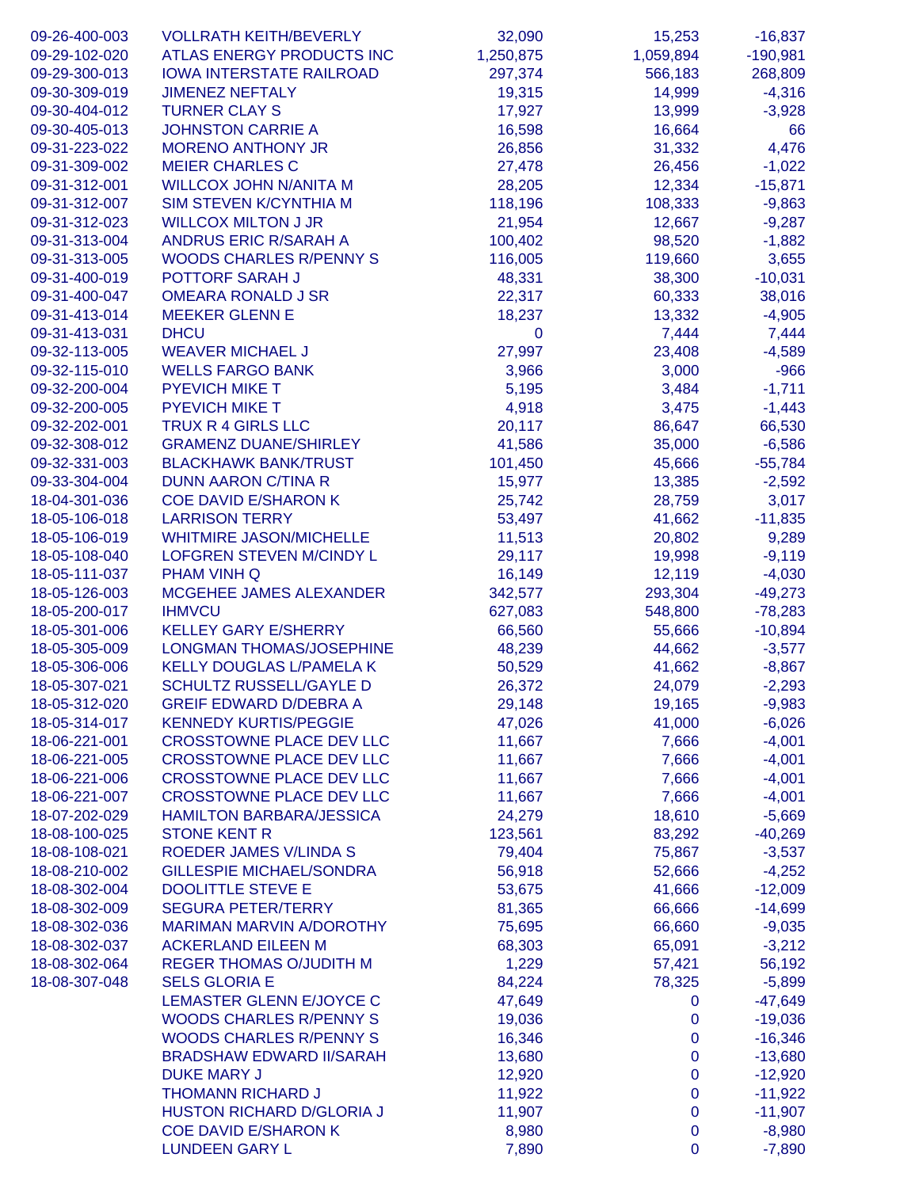| | | | | |
|---|---|---|---|---|
| 09-26-400-003 | VOLLRATH KEITH/BEVERLY | 32,090 | 15,253 | -16,837 |
| 09-29-102-020 | ATLAS ENERGY PRODUCTS INC | 1,250,875 | 1,059,894 | -190,981 |
| 09-29-300-013 | IOWA INTERSTATE RAILROAD | 297,374 | 566,183 | 268,809 |
| 09-30-309-019 | JIMENEZ NEFTALY | 19,315 | 14,999 | -4,316 |
| 09-30-404-012 | TURNER CLAY S | 17,927 | 13,999 | -3,928 |
| 09-30-405-013 | JOHNSTON CARRIE A | 16,598 | 16,664 | 66 |
| 09-31-223-022 | MORENO ANTHONY JR | 26,856 | 31,332 | 4,476 |
| 09-31-309-002 | MEIER CHARLES C | 27,478 | 26,456 | -1,022 |
| 09-31-312-001 | WILLCOX JOHN N/ANITA M | 28,205 | 12,334 | -15,871 |
| 09-31-312-007 | SIM STEVEN K/CYNTHIA M | 118,196 | 108,333 | -9,863 |
| 09-31-312-023 | WILLCOX MILTON J JR | 21,954 | 12,667 | -9,287 |
| 09-31-313-004 | ANDRUS ERIC R/SARAH A | 100,402 | 98,520 | -1,882 |
| 09-31-313-005 | WOODS CHARLES R/PENNY S | 116,005 | 119,660 | 3,655 |
| 09-31-400-019 | POTTORF SARAH J | 48,331 | 38,300 | -10,031 |
| 09-31-400-047 | OMEARA RONALD J SR | 22,317 | 60,333 | 38,016 |
| 09-31-413-014 | MEEKER GLENN E | 18,237 | 13,332 | -4,905 |
| 09-31-413-031 | DHCU | 0 | 7,444 | 7,444 |
| 09-32-113-005 | WEAVER MICHAEL J | 27,997 | 23,408 | -4,589 |
| 09-32-115-010 | WELLS FARGO BANK | 3,966 | 3,000 | -966 |
| 09-32-200-004 | PYEVICH MIKE T | 5,195 | 3,484 | -1,711 |
| 09-32-200-005 | PYEVICH MIKE T | 4,918 | 3,475 | -1,443 |
| 09-32-202-001 | TRUX R 4 GIRLS LLC | 20,117 | 86,647 | 66,530 |
| 09-32-308-012 | GRAMENZ DUANE/SHIRLEY | 41,586 | 35,000 | -6,586 |
| 09-32-331-003 | BLACKHAWK BANK/TRUST | 101,450 | 45,666 | -55,784 |
| 09-33-304-004 | DUNN AARON C/TINA R | 15,977 | 13,385 | -2,592 |
| 18-04-301-036 | COE DAVID E/SHARON K | 25,742 | 28,759 | 3,017 |
| 18-05-106-018 | LARRISON TERRY | 53,497 | 41,662 | -11,835 |
| 18-05-106-019 | WHITMIRE JASON/MICHELLE | 11,513 | 20,802 | 9,289 |
| 18-05-108-040 | LOFGREN STEVEN M/CINDY L | 29,117 | 19,998 | -9,119 |
| 18-05-111-037 | PHAM VINH Q | 16,149 | 12,119 | -4,030 |
| 18-05-126-003 | MCGEHEE JAMES ALEXANDER | 342,577 | 293,304 | -49,273 |
| 18-05-200-017 | IHMVCU | 627,083 | 548,800 | -78,283 |
| 18-05-301-006 | KELLEY GARY E/SHERRY | 66,560 | 55,666 | -10,894 |
| 18-05-305-009 | LONGMAN THOMAS/JOSEPHINE | 48,239 | 44,662 | -3,577 |
| 18-05-306-006 | KELLY DOUGLAS L/PAMELA K | 50,529 | 41,662 | -8,867 |
| 18-05-307-021 | SCHULTZ RUSSELL/GAYLE D | 26,372 | 24,079 | -2,293 |
| 18-05-312-020 | GREIF EDWARD D/DEBRA A | 29,148 | 19,165 | -9,983 |
| 18-05-314-017 | KENNEDY KURTIS/PEGGIE | 47,026 | 41,000 | -6,026 |
| 18-06-221-001 | CROSSTOWNE PLACE DEV LLC | 11,667 | 7,666 | -4,001 |
| 18-06-221-005 | CROSSTOWNE PLACE DEV LLC | 11,667 | 7,666 | -4,001 |
| 18-06-221-006 | CROSSTOWNE PLACE DEV LLC | 11,667 | 7,666 | -4,001 |
| 18-06-221-007 | CROSSTOWNE PLACE DEV LLC | 11,667 | 7,666 | -4,001 |
| 18-07-202-029 | HAMILTON BARBARA/JESSICA | 24,279 | 18,610 | -5,669 |
| 18-08-100-025 | STONE KENT R | 123,561 | 83,292 | -40,269 |
| 18-08-108-021 | ROEDER JAMES V/LINDA S | 79,404 | 75,867 | -3,537 |
| 18-08-210-002 | GILLESPIE MICHAEL/SONDRA | 56,918 | 52,666 | -4,252 |
| 18-08-302-004 | DOOLITTLE STEVE E | 53,675 | 41,666 | -12,009 |
| 18-08-302-009 | SEGURA PETER/TERRY | 81,365 | 66,666 | -14,699 |
| 18-08-302-036 | MARIMAN MARVIN A/DOROTHY | 75,695 | 66,660 | -9,035 |
| 18-08-302-037 | ACKERLAND EILEEN M | 68,303 | 65,091 | -3,212 |
| 18-08-302-064 | REGER THOMAS O/JUDITH M | 1,229 | 57,421 | 56,192 |
| 18-08-307-048 | SELS GLORIA E | 84,224 | 78,325 | -5,899 |
| | LEMASTER GLENN E/JOYCE C | 47,649 | 0 | -47,649 |
| | WOODS CHARLES R/PENNY S | 19,036 | 0 | -19,036 |
| | WOODS CHARLES R/PENNY S | 16,346 | 0 | -16,346 |
| | BRADSHAW EDWARD II/SARAH | 13,680 | 0 | -13,680 |
| | DUKE MARY J | 12,920 | 0 | -12,920 |
| | THOMANN RICHARD J | 11,922 | 0 | -11,922 |
| | HUSTON RICHARD D/GLORIA J | 11,907 | 0 | -11,907 |
| | COE DAVID E/SHARON K | 8,980 | 0 | -8,980 |
| | LUNDEEN GARY L | 7,890 | 0 | -7,890 |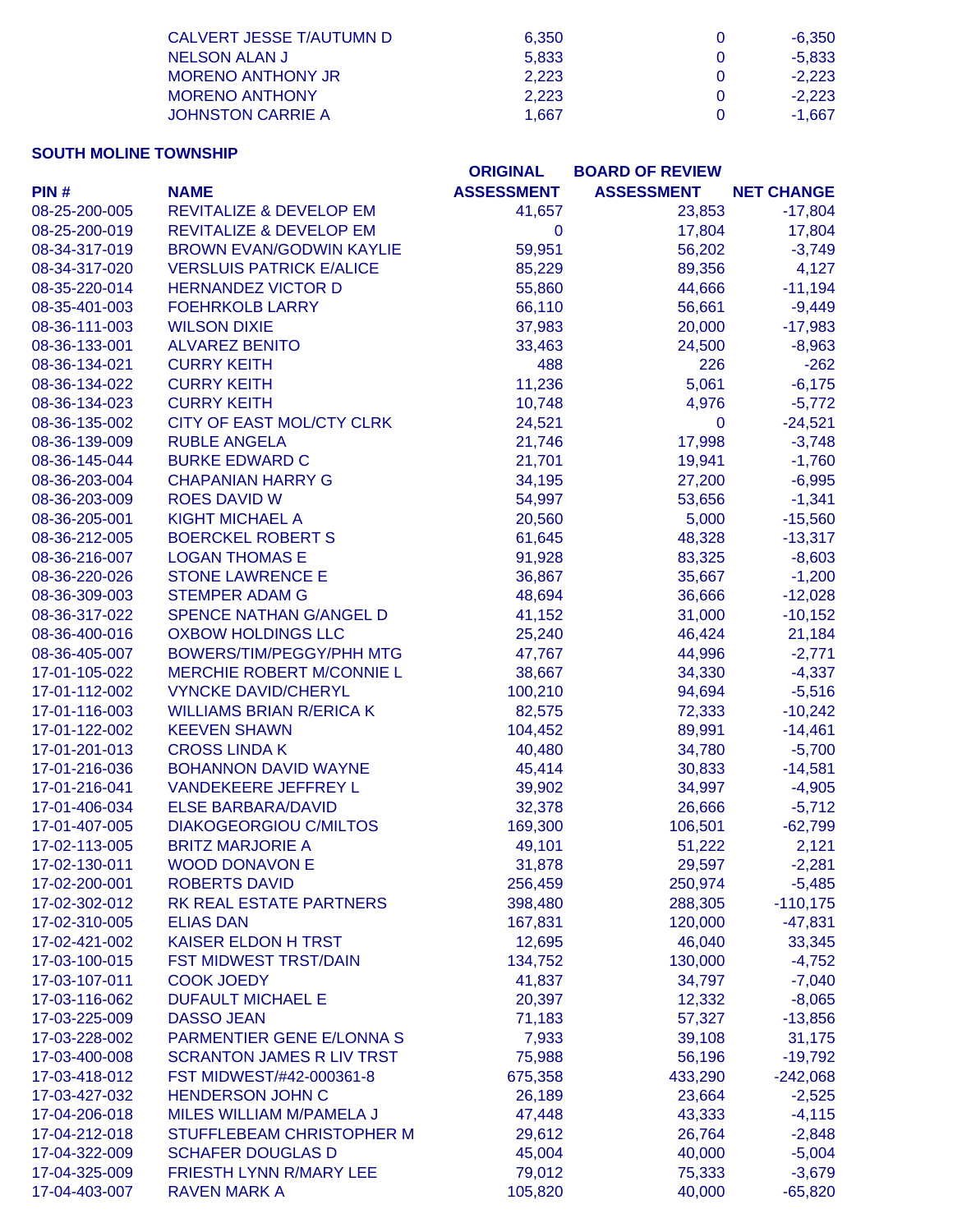| | | | | |
|---|---|---|---|---|
| | CALVERT JESSE T/AUTUMN D | 6,350 | 0 | -6,350 |
| | NELSON ALAN J | 5,833 | 0 | -5,833 |
| | MORENO ANTHONY JR | 2,223 | 0 | -2,223 |
| | MORENO ANTHONY | 2,223 | 0 | -2,223 |
| | JOHNSTON CARRIE A | 1,667 | 0 | -1,667 |

**SOUTH MOLINE TOWNSHIP**

| PIN # | NAME | ORIGINAL ASSESSMENT | BOARD OF REVIEW ASSESSMENT | NET CHANGE |
|---|---|---|---|---|
| 08-25-200-005 | REVITALIZE & DEVELOP EM | 41,657 | 23,853 | -17,804 |
| 08-25-200-019 | REVITALIZE & DEVELOP EM | 0 | 17,804 | 17,804 |
| 08-34-317-019 | BROWN EVAN/GODWIN KAYLIE | 59,951 | 56,202 | -3,749 |
| 08-34-317-020 | VERSLUIS PATRICK E/ALICE | 85,229 | 89,356 | 4,127 |
| 08-35-220-014 | HERNANDEZ VICTOR D | 55,860 | 44,666 | -11,194 |
| 08-35-401-003 | FOEHRKOLB LARRY | 66,110 | 56,661 | -9,449 |
| 08-36-111-003 | WILSON DIXIE | 37,983 | 20,000 | -17,983 |
| 08-36-133-001 | ALVAREZ BENITO | 33,463 | 24,500 | -8,963 |
| 08-36-134-021 | CURRY KEITH | 488 | 226 | -262 |
| 08-36-134-022 | CURRY KEITH | 11,236 | 5,061 | -6,175 |
| 08-36-134-023 | CURRY KEITH | 10,748 | 4,976 | -5,772 |
| 08-36-135-002 | CITY OF EAST MOL/CTY CLRK | 24,521 | 0 | -24,521 |
| 08-36-139-009 | RUBLE ANGELA | 21,746 | 17,998 | -3,748 |
| 08-36-145-044 | BURKE EDWARD C | 21,701 | 19,941 | -1,760 |
| 08-36-203-004 | CHAPANIAN HARRY G | 34,195 | 27,200 | -6,995 |
| 08-36-203-009 | ROES DAVID W | 54,997 | 53,656 | -1,341 |
| 08-36-205-001 | KIGHT MICHAEL A | 20,560 | 5,000 | -15,560 |
| 08-36-212-005 | BOERCKEL ROBERT S | 61,645 | 48,328 | -13,317 |
| 08-36-216-007 | LOGAN THOMAS E | 91,928 | 83,325 | -8,603 |
| 08-36-220-026 | STONE LAWRENCE E | 36,867 | 35,667 | -1,200 |
| 08-36-309-003 | STEMPER ADAM G | 48,694 | 36,666 | -12,028 |
| 08-36-317-022 | SPENCE NATHAN G/ANGEL D | 41,152 | 31,000 | -10,152 |
| 08-36-400-016 | OXBOW HOLDINGS LLC | 25,240 | 46,424 | 21,184 |
| 08-36-405-007 | BOWERS/TIM/PEGGY/PHH MTG | 47,767 | 44,996 | -2,771 |
| 17-01-105-022 | MERCHIE ROBERT M/CONNIE L | 38,667 | 34,330 | -4,337 |
| 17-01-112-002 | VYNCKE DAVID/CHERYL | 100,210 | 94,694 | -5,516 |
| 17-01-116-003 | WILLIAMS BRIAN R/ERICA K | 82,575 | 72,333 | -10,242 |
| 17-01-122-002 | KEEVEN SHAWN | 104,452 | 89,991 | -14,461 |
| 17-01-201-013 | CROSS LINDA K | 40,480 | 34,780 | -5,700 |
| 17-01-216-036 | BOHANNON DAVID WAYNE | 45,414 | 30,833 | -14,581 |
| 17-01-216-041 | VANDEKEERE JEFFREY L | 39,902 | 34,997 | -4,905 |
| 17-01-406-034 | ELSE BARBARA/DAVID | 32,378 | 26,666 | -5,712 |
| 17-01-407-005 | DIAKOGEORGIOU C/MILTOS | 169,300 | 106,501 | -62,799 |
| 17-02-113-005 | BRITZ MARJORIE A | 49,101 | 51,222 | 2,121 |
| 17-02-130-011 | WOOD DONAVON E | 31,878 | 29,597 | -2,281 |
| 17-02-200-001 | ROBERTS DAVID | 256,459 | 250,974 | -5,485 |
| 17-02-302-012 | RK REAL ESTATE PARTNERS | 398,480 | 288,305 | -110,175 |
| 17-02-310-005 | ELIAS DAN | 167,831 | 120,000 | -47,831 |
| 17-02-421-002 | KAISER ELDON H TRST | 12,695 | 46,040 | 33,345 |
| 17-03-100-015 | FST MIDWEST TRST/DAIN | 134,752 | 130,000 | -4,752 |
| 17-03-107-011 | COOK JOEDY | 41,837 | 34,797 | -7,040 |
| 17-03-116-062 | DUFAULT MICHAEL E | 20,397 | 12,332 | -8,065 |
| 17-03-225-009 | DASSO JEAN | 71,183 | 57,327 | -13,856 |
| 17-03-228-002 | PARMENTIER GENE E/LONNA S | 7,933 | 39,108 | 31,175 |
| 17-03-400-008 | SCRANTON JAMES R LIV TRST | 75,988 | 56,196 | -19,792 |
| 17-03-418-012 | FST MIDWEST/#42-000361-8 | 675,358 | 433,290 | -242,068 |
| 17-03-427-032 | HENDERSON JOHN C | 26,189 | 23,664 | -2,525 |
| 17-04-206-018 | MILES WILLIAM M/PAMELA J | 47,448 | 43,333 | -4,115 |
| 17-04-212-018 | STUFFLEBEAM CHRISTOPHER M | 29,612 | 26,764 | -2,848 |
| 17-04-322-009 | SCHAFER DOUGLAS D | 45,004 | 40,000 | -5,004 |
| 17-04-325-009 | FRIESTH LYNN R/MARY LEE | 79,012 | 75,333 | -3,679 |
| 17-04-403-007 | RAVEN MARK A | 105,820 | 40,000 | -65,820 |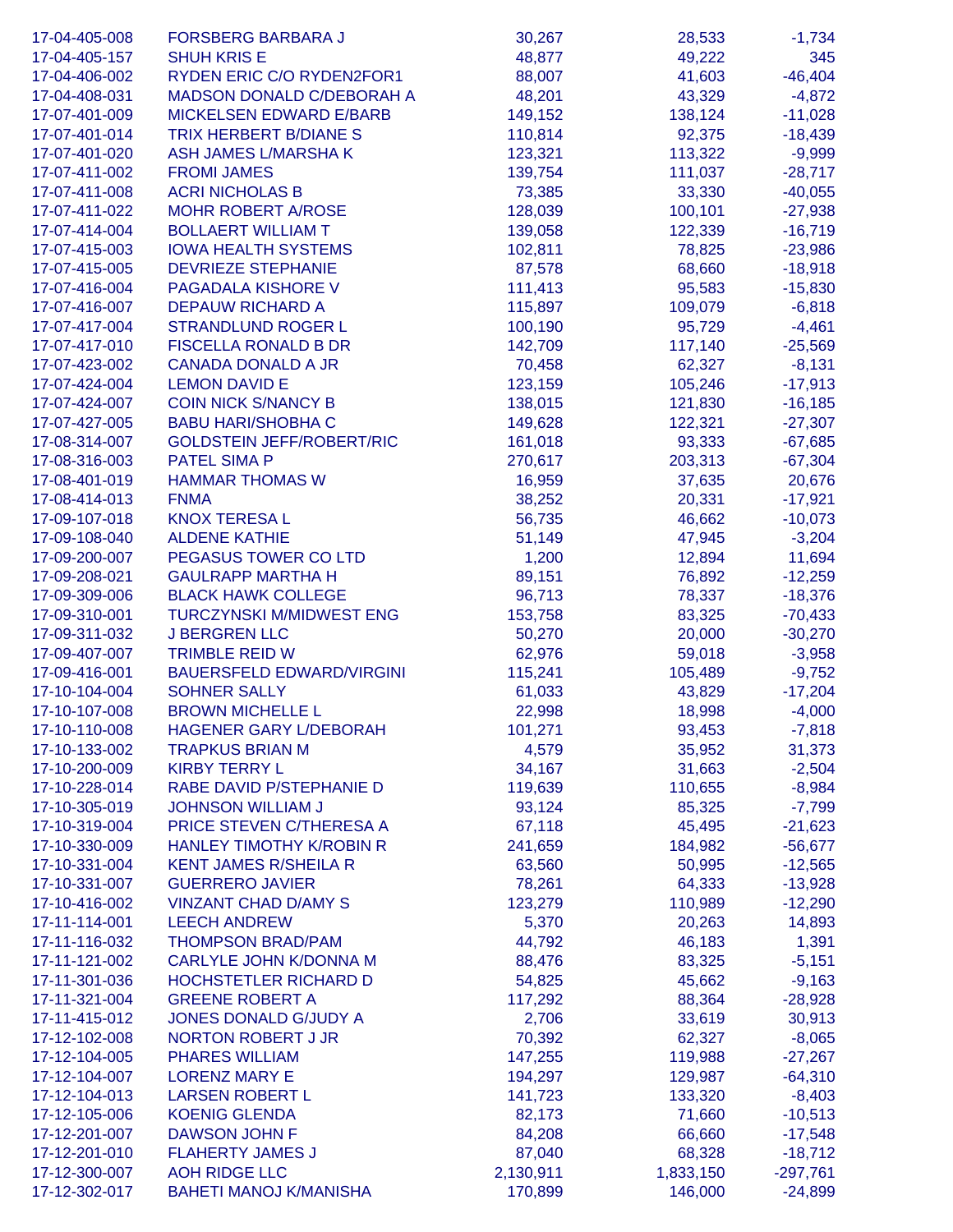| | | | | |
|---|---|---|---|---|
| 17-04-405-008 | FORSBERG BARBARA J | 30,267 | 28,533 | -1,734 |
| 17-04-405-157 | SHUH KRIS E | 48,877 | 49,222 | 345 |
| 17-04-406-002 | RYDEN ERIC C/O RYDEN2FOR1 | 88,007 | 41,603 | -46,404 |
| 17-04-408-031 | MADSON DONALD C/DEBORAH A | 48,201 | 43,329 | -4,872 |
| 17-07-401-009 | MICKELSEN EDWARD E/BARB | 149,152 | 138,124 | -11,028 |
| 17-07-401-014 | TRIX HERBERT B/DIANE S | 110,814 | 92,375 | -18,439 |
| 17-07-401-020 | ASH JAMES L/MARSHA K | 123,321 | 113,322 | -9,999 |
| 17-07-411-002 | FROMI JAMES | 139,754 | 111,037 | -28,717 |
| 17-07-411-008 | ACRI NICHOLAS B | 73,385 | 33,330 | -40,055 |
| 17-07-411-022 | MOHR ROBERT A/ROSE | 128,039 | 100,101 | -27,938 |
| 17-07-414-004 | BOLLAERT WILLIAM T | 139,058 | 122,339 | -16,719 |
| 17-07-415-003 | IOWA HEALTH SYSTEMS | 102,811 | 78,825 | -23,986 |
| 17-07-415-005 | DEVRIEZE STEPHANIE | 87,578 | 68,660 | -18,918 |
| 17-07-416-004 | PAGADALA KISHORE V | 111,413 | 95,583 | -15,830 |
| 17-07-416-007 | DEPAUW RICHARD A | 115,897 | 109,079 | -6,818 |
| 17-07-417-004 | STRANDLUND ROGER L | 100,190 | 95,729 | -4,461 |
| 17-07-417-010 | FISCELLA RONALD B DR | 142,709 | 117,140 | -25,569 |
| 17-07-423-002 | CANADA DONALD A JR | 70,458 | 62,327 | -8,131 |
| 17-07-424-004 | LEMON DAVID E | 123,159 | 105,246 | -17,913 |
| 17-07-424-007 | COIN NICK S/NANCY B | 138,015 | 121,830 | -16,185 |
| 17-07-427-005 | BABU HARI/SHOBHA C | 149,628 | 122,321 | -27,307 |
| 17-08-314-007 | GOLDSTEIN JEFF/ROBERT/RIC | 161,018 | 93,333 | -67,685 |
| 17-08-316-003 | PATEL SIMA P | 270,617 | 203,313 | -67,304 |
| 17-08-401-019 | HAMMAR THOMAS W | 16,959 | 37,635 | 20,676 |
| 17-08-414-013 | FNMA | 38,252 | 20,331 | -17,921 |
| 17-09-107-018 | KNOX TERESA L | 56,735 | 46,662 | -10,073 |
| 17-09-108-040 | ALDENE KATHIE | 51,149 | 47,945 | -3,204 |
| 17-09-200-007 | PEGASUS TOWER CO LTD | 1,200 | 12,894 | 11,694 |
| 17-09-208-021 | GAULRAPP MARTHA H | 89,151 | 76,892 | -12,259 |
| 17-09-309-006 | BLACK HAWK COLLEGE | 96,713 | 78,337 | -18,376 |
| 17-09-310-001 | TURCZYNSKI M/MIDWEST ENG | 153,758 | 83,325 | -70,433 |
| 17-09-311-032 | J BERGREN LLC | 50,270 | 20,000 | -30,270 |
| 17-09-407-007 | TRIMBLE REID W | 62,976 | 59,018 | -3,958 |
| 17-09-416-001 | BAUERSFELD EDWARD/VIRGINI | 115,241 | 105,489 | -9,752 |
| 17-10-104-004 | SOHNER SALLY | 61,033 | 43,829 | -17,204 |
| 17-10-107-008 | BROWN MICHELLE L | 22,998 | 18,998 | -4,000 |
| 17-10-110-008 | HAGENER GARY L/DEBORAH | 101,271 | 93,453 | -7,818 |
| 17-10-133-002 | TRAPKUS BRIAN M | 4,579 | 35,952 | 31,373 |
| 17-10-200-009 | KIRBY TERRY L | 34,167 | 31,663 | -2,504 |
| 17-10-228-014 | RABE DAVID P/STEPHANIE D | 119,639 | 110,655 | -8,984 |
| 17-10-305-019 | JOHNSON WILLIAM J | 93,124 | 85,325 | -7,799 |
| 17-10-319-004 | PRICE STEVEN C/THERESA A | 67,118 | 45,495 | -21,623 |
| 17-10-330-009 | HANLEY TIMOTHY K/ROBIN R | 241,659 | 184,982 | -56,677 |
| 17-10-331-004 | KENT JAMES R/SHEILA R | 63,560 | 50,995 | -12,565 |
| 17-10-331-007 | GUERRERO JAVIER | 78,261 | 64,333 | -13,928 |
| 17-10-416-002 | VINZANT CHAD D/AMY S | 123,279 | 110,989 | -12,290 |
| 17-11-114-001 | LEECH ANDREW | 5,370 | 20,263 | 14,893 |
| 17-11-116-032 | THOMPSON BRAD/PAM | 44,792 | 46,183 | 1,391 |
| 17-11-121-002 | CARLYLE JOHN K/DONNA M | 88,476 | 83,325 | -5,151 |
| 17-11-301-036 | HOCHSTETLER RICHARD D | 54,825 | 45,662 | -9,163 |
| 17-11-321-004 | GREENE ROBERT A | 117,292 | 88,364 | -28,928 |
| 17-11-415-012 | JONES DONALD G/JUDY A | 2,706 | 33,619 | 30,913 |
| 17-12-102-008 | NORTON ROBERT J JR | 70,392 | 62,327 | -8,065 |
| 17-12-104-005 | PHARES WILLIAM | 147,255 | 119,988 | -27,267 |
| 17-12-104-007 | LORENZ MARY E | 194,297 | 129,987 | -64,310 |
| 17-12-104-013 | LARSEN ROBERT L | 141,723 | 133,320 | -8,403 |
| 17-12-105-006 | KOENIG GLENDA | 82,173 | 71,660 | -10,513 |
| 17-12-201-007 | DAWSON JOHN F | 84,208 | 66,660 | -17,548 |
| 17-12-201-010 | FLAHERTY JAMES J | 87,040 | 68,328 | -18,712 |
| 17-12-300-007 | AOH RIDGE LLC | 2,130,911 | 1,833,150 | -297,761 |
| 17-12-302-017 | BAHETI MANOJ K/MANISHA | 170,899 | 146,000 | -24,899 |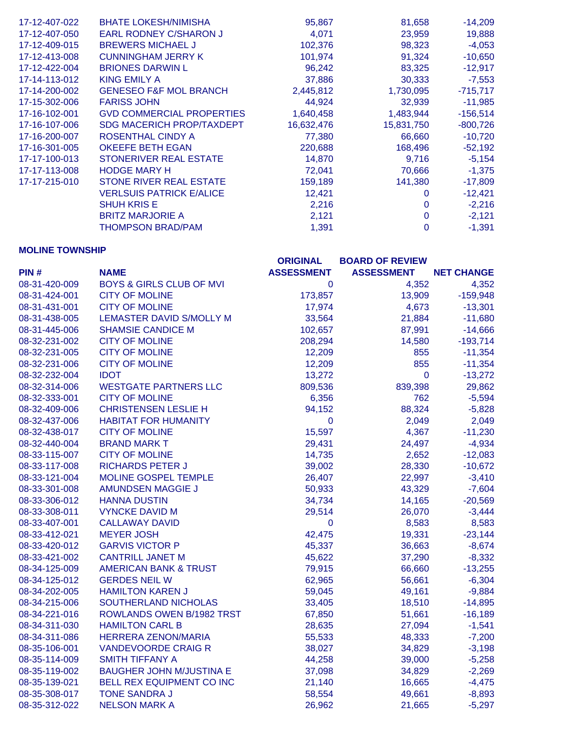| | | | | |
|---|---|---|---|---|
| 17-12-407-022 | BHATE LOKESH/NIMISHA | 95,867 | 81,658 | -14,209 |
| 17-12-407-050 | EARL RODNEY C/SHARON J | 4,071 | 23,959 | 19,888 |
| 17-12-409-015 | BREWERS MICHAEL J | 102,376 | 98,323 | -4,053 |
| 17-12-413-008 | CUNNINGHAM JERRY K | 101,974 | 91,324 | -10,650 |
| 17-12-422-004 | BRIONES DARWIN L | 96,242 | 83,325 | -12,917 |
| 17-14-113-012 | KING EMILY A | 37,886 | 30,333 | -7,553 |
| 17-14-200-002 | GENESEO F&F MOL BRANCH | 2,445,812 | 1,730,095 | -715,717 |
| 17-15-302-006 | FARISS JOHN | 44,924 | 32,939 | -11,985 |
| 17-16-102-001 | GVD COMMERCIAL PROPERTIES | 1,640,458 | 1,483,944 | -156,514 |
| 17-16-107-006 | SDG MACERICH PROP/TAXDEPT | 16,632,476 | 15,831,750 | -800,726 |
| 17-16-200-007 | ROSENTHAL CINDY A | 77,380 | 66,660 | -10,720 |
| 17-16-301-005 | OKEEFE BETH EGAN | 220,688 | 168,496 | -52,192 |
| 17-17-100-013 | STONERIVER REAL ESTATE | 14,870 | 9,716 | -5,154 |
| 17-17-113-008 | HODGE MARY H | 72,041 | 70,666 | -1,375 |
| 17-17-215-010 | STONE RIVER REAL ESTATE | 159,189 | 141,380 | -17,809 |
| | VERLSUIS PATRICK E/ALICE | 12,421 | 0 | -12,421 |
| | SHUH KRIS E | 2,216 | 0 | -2,216 |
| | BRITZ MARJORIE A | 2,121 | 0 | -2,121 |
| | THOMPSON BRAD/PAM | 1,391 | 0 | -1,391 |

**MOLINE TOWNSHIP**

| PIN # | NAME | ORIGINAL ASSESSMENT | BOARD OF REVIEW ASSESSMENT | NET CHANGE |
|---|---|---|---|---|
| 08-31-420-009 | BOYS & GIRLS CLUB OF MVI | 0 | 4,352 | 4,352 |
| 08-31-424-001 | CITY OF MOLINE | 173,857 | 13,909 | -159,948 |
| 08-31-431-001 | CITY OF MOLINE | 17,974 | 4,673 | -13,301 |
| 08-31-438-005 | LEMASTER DAVID S/MOLLY M | 33,564 | 21,884 | -11,680 |
| 08-31-445-006 | SHAMSIE CANDICE M | 102,657 | 87,991 | -14,666 |
| 08-32-231-002 | CITY OF MOLINE | 208,294 | 14,580 | -193,714 |
| 08-32-231-005 | CITY OF MOLINE | 12,209 | 855 | -11,354 |
| 08-32-231-006 | CITY OF MOLINE | 12,209 | 855 | -11,354 |
| 08-32-232-004 | IDOT | 13,272 | 0 | -13,272 |
| 08-32-314-006 | WESTGATE PARTNERS LLC | 809,536 | 839,398 | 29,862 |
| 08-32-333-001 | CITY OF MOLINE | 6,356 | 762 | -5,594 |
| 08-32-409-006 | CHRISTENSEN LESLIE H | 94,152 | 88,324 | -5,828 |
| 08-32-437-006 | HABITAT FOR HUMANITY | 0 | 2,049 | 2,049 |
| 08-32-438-017 | CITY OF MOLINE | 15,597 | 4,367 | -11,230 |
| 08-32-440-004 | BRAND MARK T | 29,431 | 24,497 | -4,934 |
| 08-33-115-007 | CITY OF MOLINE | 14,735 | 2,652 | -12,083 |
| 08-33-117-008 | RICHARDS PETER J | 39,002 | 28,330 | -10,672 |
| 08-33-121-004 | MOLINE GOSPEL TEMPLE | 26,407 | 22,997 | -3,410 |
| 08-33-301-008 | AMUNDSEN MAGGIE J | 50,933 | 43,329 | -7,604 |
| 08-33-306-012 | HANNA DUSTIN | 34,734 | 14,165 | -20,569 |
| 08-33-308-011 | VYNCKE DAVID M | 29,514 | 26,070 | -3,444 |
| 08-33-407-001 | CALLAWAY DAVID | 0 | 8,583 | 8,583 |
| 08-33-412-021 | MEYER JOSH | 42,475 | 19,331 | -23,144 |
| 08-33-420-012 | GARVIS VICTOR P | 45,337 | 36,663 | -8,674 |
| 08-33-421-002 | CANTRILL JANET M | 45,622 | 37,290 | -8,332 |
| 08-34-125-009 | AMERICAN BANK & TRUST | 79,915 | 66,660 | -13,255 |
| 08-34-125-012 | GERDES NEIL W | 62,965 | 56,661 | -6,304 |
| 08-34-202-005 | HAMILTON KAREN J | 59,045 | 49,161 | -9,884 |
| 08-34-215-006 | SOUTHERLAND NICHOLAS | 33,405 | 18,510 | -14,895 |
| 08-34-221-016 | ROWLANDS OWEN B/1982 TRST | 67,850 | 51,661 | -16,189 |
| 08-34-311-030 | HAMILTON CARL B | 28,635 | 27,094 | -1,541 |
| 08-34-311-086 | HERRERA ZENON/MARIA | 55,533 | 48,333 | -7,200 |
| 08-35-106-001 | VANDEVOORDE CRAIG R | 38,027 | 34,829 | -3,198 |
| 08-35-114-009 | SMITH TIFFANY A | 44,258 | 39,000 | -5,258 |
| 08-35-119-002 | BAUGHER JOHN M/JUSTINA E | 37,098 | 34,829 | -2,269 |
| 08-35-139-021 | BELL REX EQUIPMENT CO INC | 21,140 | 16,665 | -4,475 |
| 08-35-308-017 | TONE SANDRA J | 58,554 | 49,661 | -8,893 |
| 08-35-312-022 | NELSON MARK A | 26,962 | 21,665 | -5,297 |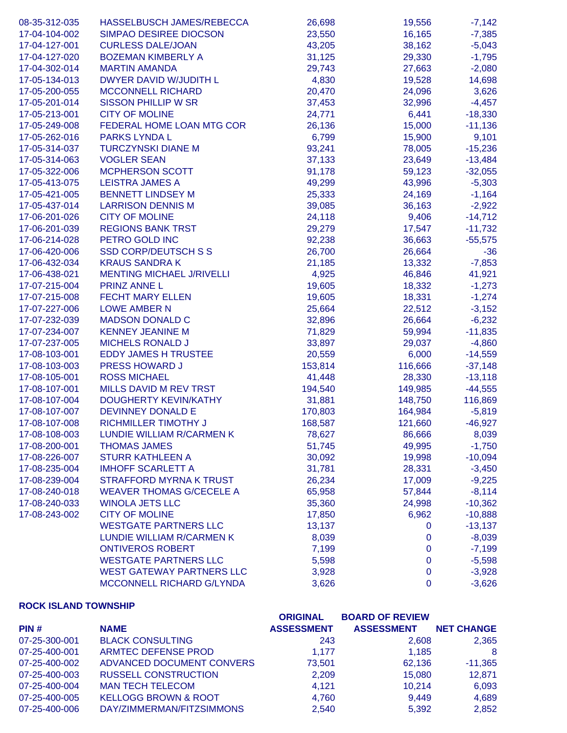| PIN # | NAME | ORIGINAL ASSESSMENT | BOARD OF REVIEW ASSESSMENT | NET CHANGE |
|---|---|---|---|---|
| 08-35-312-035 | HASSELBUSCH JAMES/REBECCA | 26,698 | 19,556 | -7,142 |
| 17-04-104-002 | SIMPAO DESIREE DIOCSON | 23,550 | 16,165 | -7,385 |
| 17-04-127-001 | CURLESS DALE/JOAN | 43,205 | 38,162 | -5,043 |
| 17-04-127-020 | BOZEMAN KIMBERLY A | 31,125 | 29,330 | -1,795 |
| 17-04-302-014 | MARTIN AMANDA | 29,743 | 27,663 | -2,080 |
| 17-05-134-013 | DWYER DAVID W/JUDITH L | 4,830 | 19,528 | 14,698 |
| 17-05-200-055 | MCCONNELL RICHARD | 20,470 | 24,096 | 3,626 |
| 17-05-201-014 | SISSON PHILLIP W SR | 37,453 | 32,996 | -4,457 |
| 17-05-213-001 | CITY OF MOLINE | 24,771 | 6,441 | -18,330 |
| 17-05-249-008 | FEDERAL HOME LOAN MTG COR | 26,136 | 15,000 | -11,136 |
| 17-05-262-016 | PARKS LYNDA L | 6,799 | 15,900 | 9,101 |
| 17-05-314-037 | TURCZYNSKI DIANE M | 93,241 | 78,005 | -15,236 |
| 17-05-314-063 | VOGLER SEAN | 37,133 | 23,649 | -13,484 |
| 17-05-322-006 | MCPHERSON SCOTT | 91,178 | 59,123 | -32,055 |
| 17-05-413-075 | LEISTRA JAMES A | 49,299 | 43,996 | -5,303 |
| 17-05-421-005 | BENNETT LINDSEY M | 25,333 | 24,169 | -1,164 |
| 17-05-437-014 | LARRISON DENNIS M | 39,085 | 36,163 | -2,922 |
| 17-06-201-026 | CITY OF MOLINE | 24,118 | 9,406 | -14,712 |
| 17-06-201-039 | REGIONS BANK TRST | 29,279 | 17,547 | -11,732 |
| 17-06-214-028 | PETRO GOLD INC | 92,238 | 36,663 | -55,575 |
| 17-06-420-006 | SSD CORP/DEUTSCH S S | 26,700 | 26,664 | -36 |
| 17-06-432-034 | KRAUS SANDRA K | 21,185 | 13,332 | -7,853 |
| 17-06-438-021 | MENTING MICHAEL J/RIVELLI | 4,925 | 46,846 | 41,921 |
| 17-07-215-004 | PRINZ ANNE L | 19,605 | 18,332 | -1,273 |
| 17-07-215-008 | FECHT MARY ELLEN | 19,605 | 18,331 | -1,274 |
| 17-07-227-006 | LOWE AMBER N | 25,664 | 22,512 | -3,152 |
| 17-07-232-039 | MADSON DONALD C | 32,896 | 26,664 | -6,232 |
| 17-07-234-007 | KENNEY JEANINE M | 71,829 | 59,994 | -11,835 |
| 17-07-237-005 | MICHELS RONALD J | 33,897 | 29,037 | -4,860 |
| 17-08-103-001 | EDDY JAMES H TRUSTEE | 20,559 | 6,000 | -14,559 |
| 17-08-103-003 | PRESS HOWARD J | 153,814 | 116,666 | -37,148 |
| 17-08-105-001 | ROSS MICHAEL | 41,448 | 28,330 | -13,118 |
| 17-08-107-001 | MILLS DAVID M REV TRST | 194,540 | 149,985 | -44,555 |
| 17-08-107-004 | DOUGHERTY KEVIN/KATHY | 31,881 | 148,750 | 116,869 |
| 17-08-107-007 | DEVINNEY DONALD E | 170,803 | 164,984 | -5,819 |
| 17-08-107-008 | RICHMILLER TIMOTHY J | 168,587 | 121,660 | -46,927 |
| 17-08-108-003 | LUNDIE WILLIAM R/CARMEN K | 78,627 | 86,666 | 8,039 |
| 17-08-200-001 | THOMAS JAMES | 51,745 | 49,995 | -1,750 |
| 17-08-226-007 | STURR KATHLEEN A | 30,092 | 19,998 | -10,094 |
| 17-08-235-004 | IMHOFF SCARLETT A | 31,781 | 28,331 | -3,450 |
| 17-08-239-004 | STRAFFORD MYRNA K TRUST | 26,234 | 17,009 | -9,225 |
| 17-08-240-018 | WEAVER THOMAS G/CECELE A | 65,958 | 57,844 | -8,114 |
| 17-08-240-033 | WINOLA JETS LLC | 35,360 | 24,998 | -10,362 |
| 17-08-243-002 | CITY OF MOLINE | 17,850 | 6,962 | -10,888 |
| | WESTGATE PARTNERS LLC | 13,137 | 0 | -13,137 |
| | LUNDIE WILLIAM R/CARMEN K | 8,039 | 0 | -8,039 |
| | ONTIVEROS ROBERT | 7,199 | 0 | -7,199 |
| | WESTGATE PARTNERS LLC | 5,598 | 0 | -5,598 |
| | WEST GATEWAY PARTNERS LLC | 3,928 | 0 | -3,928 |
| | MCCONNELL RICHARD G/LYNDA | 3,626 | 0 | -3,626 |

**ROCK ISLAND TOWNSHIP**

| PIN # | NAME | ORIGINAL ASSESSMENT | BOARD OF REVIEW ASSESSMENT | NET CHANGE |
|---|---|---|---|---|
| 07-25-300-001 | BLACK CONSULTING | 243 | 2,608 | 2,365 |
| 07-25-400-001 | ARMTEC DEFENSE PROD | 1,177 | 1,185 | 8 |
| 07-25-400-002 | ADVANCED DOCUMENT CONVERS | 73,501 | 62,136 | -11,365 |
| 07-25-400-003 | RUSSELL CONSTRUCTION | 2,209 | 15,080 | 12,871 |
| 07-25-400-004 | MAN TECH TELECOM | 4,121 | 10,214 | 6,093 |
| 07-25-400-005 | KELLOGG BROWN & ROOT | 4,760 | 9,449 | 4,689 |
| 07-25-400-006 | DAY/ZIMMERMAN/FITZSIMMONS | 2,540 | 5,392 | 2,852 |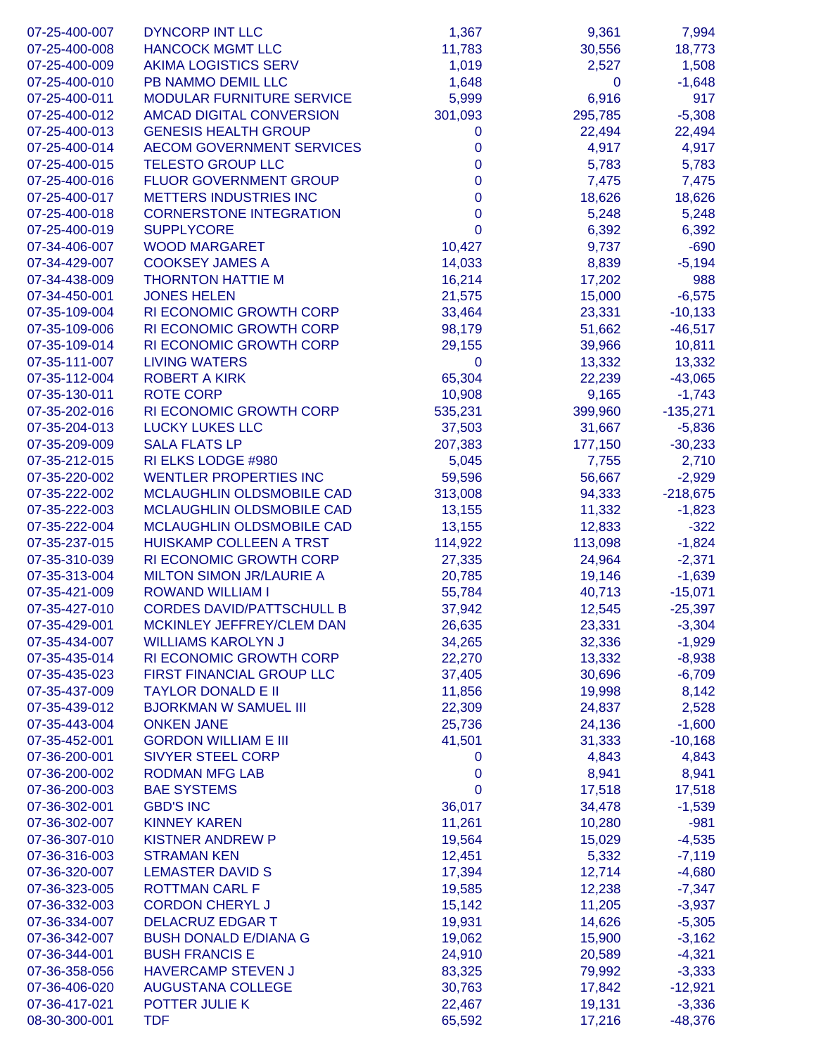| | | | | |
|---|---|---|---|---|
| 07-25-400-007 | DYNCORP INT LLC | 1,367 | 9,361 | 7,994 |
| 07-25-400-008 | HANCOCK MGMT LLC | 11,783 | 30,556 | 18,773 |
| 07-25-400-009 | AKIMA LOGISTICS SERV | 1,019 | 2,527 | 1,508 |
| 07-25-400-010 | PB NAMMO DEMIL LLC | 1,648 | 0 | -1,648 |
| 07-25-400-011 | MODULAR FURNITURE SERVICE | 5,999 | 6,916 | 917 |
| 07-25-400-012 | AMCAD DIGITAL CONVERSION | 301,093 | 295,785 | -5,308 |
| 07-25-400-013 | GENESIS HEALTH GROUP | 0 | 22,494 | 22,494 |
| 07-25-400-014 | AECOM GOVERNMENT SERVICES | 0 | 4,917 | 4,917 |
| 07-25-400-015 | TELESTO GROUP LLC | 0 | 5,783 | 5,783 |
| 07-25-400-016 | FLUOR GOVERNMENT GROUP | 0 | 7,475 | 7,475 |
| 07-25-400-017 | METTERS INDUSTRIES INC | 0 | 18,626 | 18,626 |
| 07-25-400-018 | CORNERSTONE INTEGRATION | 0 | 5,248 | 5,248 |
| 07-25-400-019 | SUPPLYCORE | 0 | 6,392 | 6,392 |
| 07-34-406-007 | WOOD MARGARET | 10,427 | 9,737 | -690 |
| 07-34-429-007 | COOKSEY JAMES A | 14,033 | 8,839 | -5,194 |
| 07-34-438-009 | THORNTON HATTIE M | 16,214 | 17,202 | 988 |
| 07-34-450-001 | JONES HELEN | 21,575 | 15,000 | -6,575 |
| 07-35-109-004 | RI ECONOMIC GROWTH CORP | 33,464 | 23,331 | -10,133 |
| 07-35-109-006 | RI ECONOMIC GROWTH CORP | 98,179 | 51,662 | -46,517 |
| 07-35-109-014 | RI ECONOMIC GROWTH CORP | 29,155 | 39,966 | 10,811 |
| 07-35-111-007 | LIVING WATERS | 0 | 13,332 | 13,332 |
| 07-35-112-004 | ROBERT A KIRK | 65,304 | 22,239 | -43,065 |
| 07-35-130-011 | ROTE CORP | 10,908 | 9,165 | -1,743 |
| 07-35-202-016 | RI ECONOMIC GROWTH CORP | 535,231 | 399,960 | -135,271 |
| 07-35-204-013 | LUCKY LUKES LLC | 37,503 | 31,667 | -5,836 |
| 07-35-209-009 | SALA FLATS LP | 207,383 | 177,150 | -30,233 |
| 07-35-212-015 | RI ELKS LODGE #980 | 5,045 | 7,755 | 2,710 |
| 07-35-220-002 | WENTLER PROPERTIES INC | 59,596 | 56,667 | -2,929 |
| 07-35-222-002 | MCLAUGHLIN OLDSMOBILE CAD | 313,008 | 94,333 | -218,675 |
| 07-35-222-003 | MCLAUGHLIN OLDSMOBILE CAD | 13,155 | 11,332 | -1,823 |
| 07-35-222-004 | MCLAUGHLIN OLDSMOBILE CAD | 13,155 | 12,833 | -322 |
| 07-35-237-015 | HUISKAMP COLLEEN A TRST | 114,922 | 113,098 | -1,824 |
| 07-35-310-039 | RI ECONOMIC GROWTH CORP | 27,335 | 24,964 | -2,371 |
| 07-35-313-004 | MILTON SIMON JR/LAURIE A | 20,785 | 19,146 | -1,639 |
| 07-35-421-009 | ROWAND WILLIAM I | 55,784 | 40,713 | -15,071 |
| 07-35-427-010 | CORDES DAVID/PATTSCHULL B | 37,942 | 12,545 | -25,397 |
| 07-35-429-001 | MCKINLEY JEFFREY/CLEM DAN | 26,635 | 23,331 | -3,304 |
| 07-35-434-007 | WILLIAMS KAROLYN J | 34,265 | 32,336 | -1,929 |
| 07-35-435-014 | RI ECONOMIC GROWTH CORP | 22,270 | 13,332 | -8,938 |
| 07-35-435-023 | FIRST FINANCIAL GROUP LLC | 37,405 | 30,696 | -6,709 |
| 07-35-437-009 | TAYLOR DONALD E II | 11,856 | 19,998 | 8,142 |
| 07-35-439-012 | BJORKMAN W SAMUEL III | 22,309 | 24,837 | 2,528 |
| 07-35-443-004 | ONKEN JANE | 25,736 | 24,136 | -1,600 |
| 07-35-452-001 | GORDON WILLIAM E III | 41,501 | 31,333 | -10,168 |
| 07-36-200-001 | SIVYER STEEL CORP | 0 | 4,843 | 4,843 |
| 07-36-200-002 | RODMAN MFG LAB | 0 | 8,941 | 8,941 |
| 07-36-200-003 | BAE SYSTEMS | 0 | 17,518 | 17,518 |
| 07-36-302-001 | GBD'S INC | 36,017 | 34,478 | -1,539 |
| 07-36-302-007 | KINNEY KAREN | 11,261 | 10,280 | -981 |
| 07-36-307-010 | KISTNER ANDREW P | 19,564 | 15,029 | -4,535 |
| 07-36-316-003 | STRAMAN KEN | 12,451 | 5,332 | -7,119 |
| 07-36-320-007 | LEMASTER DAVID S | 17,394 | 12,714 | -4,680 |
| 07-36-323-005 | ROTTMAN CARL F | 19,585 | 12,238 | -7,347 |
| 07-36-332-003 | CORDON CHERYL J | 15,142 | 11,205 | -3,937 |
| 07-36-334-007 | DELACRUZ EDGAR T | 19,931 | 14,626 | -5,305 |
| 07-36-342-007 | BUSH DONALD E/DIANA G | 19,062 | 15,900 | -3,162 |
| 07-36-344-001 | BUSH FRANCIS E | 24,910 | 20,589 | -4,321 |
| 07-36-358-056 | HAVERCAMP STEVEN J | 83,325 | 79,992 | -3,333 |
| 07-36-406-020 | AUGUSTANA COLLEGE | 30,763 | 17,842 | -12,921 |
| 07-36-417-021 | POTTER JULIE K | 22,467 | 19,131 | -3,336 |
| 08-30-300-001 | TDF | 65,592 | 17,216 | -48,376 |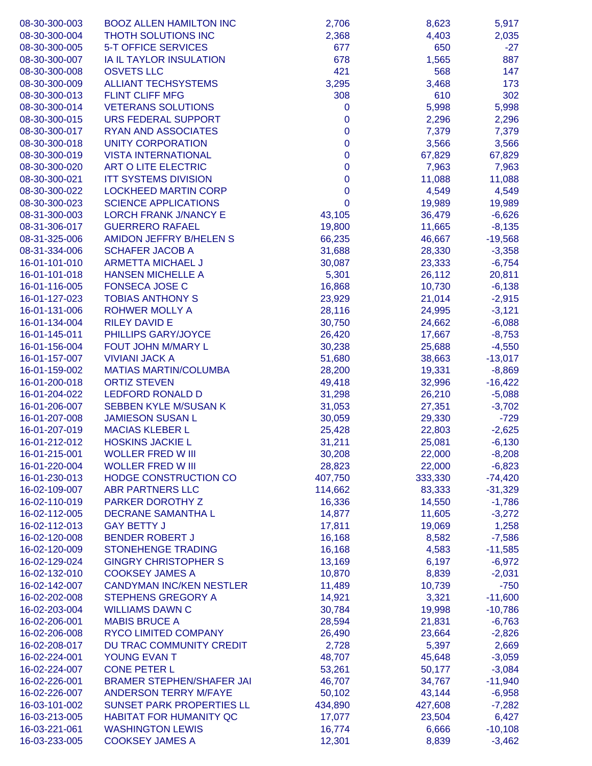| | | | | |
|---|---|---|---|---|
| 08-30-300-003 | BOOZ ALLEN HAMILTON INC | 2,706 | 8,623 | 5,917 |
| 08-30-300-004 | THOTH SOLUTIONS INC | 2,368 | 4,403 | 2,035 |
| 08-30-300-005 | 5-T OFFICE SERVICES | 677 | 650 | -27 |
| 08-30-300-007 | IA IL TAYLOR INSULATION | 678 | 1,565 | 887 |
| 08-30-300-008 | OSVETS LLC | 421 | 568 | 147 |
| 08-30-300-009 | ALLIANT TECHSYSTEMS | 3,295 | 3,468 | 173 |
| 08-30-300-013 | FLINT CLIFF MFG | 308 | 610 | 302 |
| 08-30-300-014 | VETERANS SOLUTIONS | 0 | 5,998 | 5,998 |
| 08-30-300-015 | URS FEDERAL SUPPORT | 0 | 2,296 | 2,296 |
| 08-30-300-017 | RYAN AND ASSOCIATES | 0 | 7,379 | 7,379 |
| 08-30-300-018 | UNITY CORPORATION | 0 | 3,566 | 3,566 |
| 08-30-300-019 | VISTA INTERNATIONAL | 0 | 67,829 | 67,829 |
| 08-30-300-020 | ART O LITE ELECTRIC | 0 | 7,963 | 7,963 |
| 08-30-300-021 | ITT SYSTEMS DIVISION | 0 | 11,088 | 11,088 |
| 08-30-300-022 | LOCKHEED MARTIN CORP | 0 | 4,549 | 4,549 |
| 08-30-300-023 | SCIENCE APPLICATIONS | 0 | 19,989 | 19,989 |
| 08-31-300-003 | LORCH FRANK J/NANCY E | 43,105 | 36,479 | -6,626 |
| 08-31-306-017 | GUERRERO RAFAEL | 19,800 | 11,665 | -8,135 |
| 08-31-325-006 | AMIDON JEFFRY B/HELEN S | 66,235 | 46,667 | -19,568 |
| 08-31-334-006 | SCHAFER JACOB A | 31,688 | 28,330 | -3,358 |
| 16-01-101-010 | ARMETTA MICHAEL J | 30,087 | 23,333 | -6,754 |
| 16-01-101-018 | HANSEN MICHELLE A | 5,301 | 26,112 | 20,811 |
| 16-01-116-005 | FONSECA JOSE C | 16,868 | 10,730 | -6,138 |
| 16-01-127-023 | TOBIAS ANTHONY S | 23,929 | 21,014 | -2,915 |
| 16-01-131-006 | ROHWER MOLLY A | 28,116 | 24,995 | -3,121 |
| 16-01-134-004 | RILEY DAVID E | 30,750 | 24,662 | -6,088 |
| 16-01-145-011 | PHILLIPS GARY/JOYCE | 26,420 | 17,667 | -8,753 |
| 16-01-156-004 | FOUT JOHN M/MARY L | 30,238 | 25,688 | -4,550 |
| 16-01-157-007 | VIVIANI JACK A | 51,680 | 38,663 | -13,017 |
| 16-01-159-002 | MATIAS MARTIN/COLUMBA | 28,200 | 19,331 | -8,869 |
| 16-01-200-018 | ORTIZ STEVEN | 49,418 | 32,996 | -16,422 |
| 16-01-204-022 | LEDFORD RONALD D | 31,298 | 26,210 | -5,088 |
| 16-01-206-007 | SEBBEN KYLE M/SUSAN K | 31,053 | 27,351 | -3,702 |
| 16-01-207-008 | JAMIESON SUSAN L | 30,059 | 29,330 | -729 |
| 16-01-207-019 | MACIAS KLEBER L | 25,428 | 22,803 | -2,625 |
| 16-01-212-012 | HOSKINS JACKIE L | 31,211 | 25,081 | -6,130 |
| 16-01-215-001 | WOLLER FRED W III | 30,208 | 22,000 | -8,208 |
| 16-01-220-004 | WOLLER FRED W III | 28,823 | 22,000 | -6,823 |
| 16-01-230-013 | HODGE CONSTRUCTION CO | 407,750 | 333,330 | -74,420 |
| 16-02-109-007 | ABR PARTNERS LLC | 114,662 | 83,333 | -31,329 |
| 16-02-110-019 | PARKER DOROTHY Z | 16,336 | 14,550 | -1,786 |
| 16-02-112-005 | DECRANE SAMANTHA L | 14,877 | 11,605 | -3,272 |
| 16-02-112-013 | GAY BETTY J | 17,811 | 19,069 | 1,258 |
| 16-02-120-008 | BENDER ROBERT J | 16,168 | 8,582 | -7,586 |
| 16-02-120-009 | STONEHENGE TRADING | 16,168 | 4,583 | -11,585 |
| 16-02-129-024 | GINGRY CHRISTOPHER S | 13,169 | 6,197 | -6,972 |
| 16-02-132-010 | COOKSEY JAMES A | 10,870 | 8,839 | -2,031 |
| 16-02-142-007 | CANDYMAN INC/KEN NESTLER | 11,489 | 10,739 | -750 |
| 16-02-202-008 | STEPHENS GREGORY A | 14,921 | 3,321 | -11,600 |
| 16-02-203-004 | WILLIAMS DAWN C | 30,784 | 19,998 | -10,786 |
| 16-02-206-001 | MABIS BRUCE A | 28,594 | 21,831 | -6,763 |
| 16-02-206-008 | RYCO LIMITED COMPANY | 26,490 | 23,664 | -2,826 |
| 16-02-208-017 | DU TRAC COMMUNITY CREDIT | 2,728 | 5,397 | 2,669 |
| 16-02-224-001 | YOUNG EVAN T | 48,707 | 45,648 | -3,059 |
| 16-02-224-007 | CONE PETER L | 53,261 | 50,177 | -3,084 |
| 16-02-226-001 | BRAMER STEPHEN/SHAFER JAI | 46,707 | 34,767 | -11,940 |
| 16-02-226-007 | ANDERSON TERRY M/FAYE | 50,102 | 43,144 | -6,958 |
| 16-03-101-002 | SUNSET PARK PROPERTIES LL | 434,890 | 427,608 | -7,282 |
| 16-03-213-005 | HABITAT FOR HUMANITY QC | 17,077 | 23,504 | 6,427 |
| 16-03-221-061 | WASHINGTON LEWIS | 16,774 | 6,666 | -10,108 |
| 16-03-233-005 | COOKSEY JAMES A | 12,301 | 8,839 | -3,462 |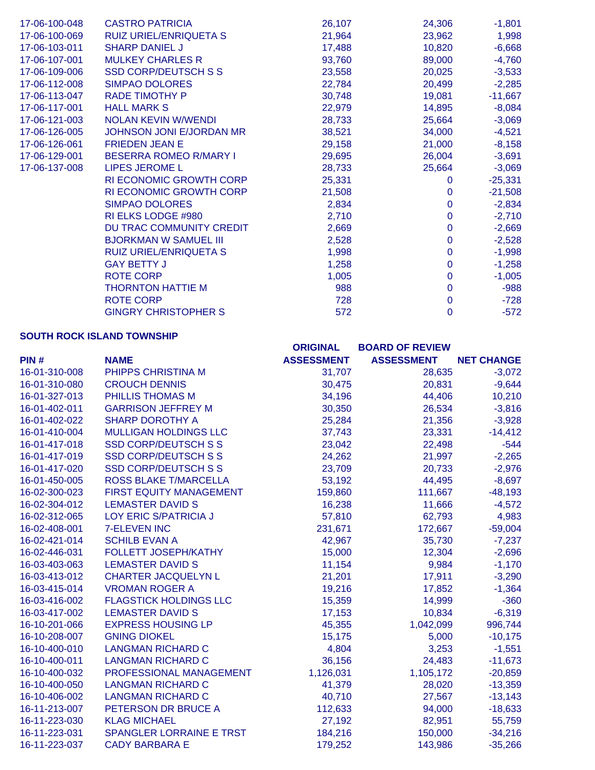| | | | | |
|---|---|---|---|---|
| 17-06-100-048 | CASTRO PATRICIA | 26,107 | 24,306 | -1,801 |
| 17-06-100-069 | RUIZ URIEL/ENRIQUETA S | 21,964 | 23,962 | 1,998 |
| 17-06-103-011 | SHARP DANIEL J | 17,488 | 10,820 | -6,668 |
| 17-06-107-001 | MULKEY CHARLES R | 93,760 | 89,000 | -4,760 |
| 17-06-109-006 | SSD CORP/DEUTSCH S S | 23,558 | 20,025 | -3,533 |
| 17-06-112-008 | SIMPAO DOLORES | 22,784 | 20,499 | -2,285 |
| 17-06-113-047 | RADE TIMOTHY P | 30,748 | 19,081 | -11,667 |
| 17-06-117-001 | HALL MARK S | 22,979 | 14,895 | -8,084 |
| 17-06-121-003 | NOLAN KEVIN W/WENDI | 28,733 | 25,664 | -3,069 |
| 17-06-126-005 | JOHNSON JONI E/JORDAN MR | 38,521 | 34,000 | -4,521 |
| 17-06-126-061 | FRIEDEN JEAN E | 29,158 | 21,000 | -8,158 |
| 17-06-129-001 | BESERRA ROMEO R/MARY I | 29,695 | 26,004 | -3,691 |
| 17-06-137-008 | LIPES JEROME L | 28,733 | 25,664 | -3,069 |
| | RI ECONOMIC GROWTH CORP | 25,331 | 0 | -25,331 |
| | RI ECONOMIC GROWTH CORP | 21,508 | 0 | -21,508 |
| | SIMPAO DOLORES | 2,834 | 0 | -2,834 |
| | RI ELKS LODGE #980 | 2,710 | 0 | -2,710 |
| | DU TRAC COMMUNITY CREDIT | 2,669 | 0 | -2,669 |
| | BJORKMAN W SAMUEL III | 2,528 | 0 | -2,528 |
| | RUIZ URIEL/ENRIQUETA S | 1,998 | 0 | -1,998 |
| | GAY BETTY J | 1,258 | 0 | -1,258 |
| | ROTE CORP | 1,005 | 0 | -1,005 |
| | THORNTON HATTIE M | 988 | 0 | -988 |
| | ROTE CORP | 728 | 0 | -728 |
| | GINGRY CHRISTOPHER S | 572 | 0 | -572 |

**SOUTH ROCK ISLAND TOWNSHIP**

| PIN # | NAME | ORIGINAL ASSESSMENT | BOARD OF REVIEW ASSESSMENT | NET CHANGE |
|---|---|---|---|---|
| 16-01-310-008 | PHIPPS CHRISTINA M | 31,707 | 28,635 | -3,072 |
| 16-01-310-080 | CROUCH DENNIS | 30,475 | 20,831 | -9,644 |
| 16-01-327-013 | PHILLIS THOMAS M | 34,196 | 44,406 | 10,210 |
| 16-01-402-011 | GARRISON JEFFREY M | 30,350 | 26,534 | -3,816 |
| 16-01-402-022 | SHARP DOROTHY A | 25,284 | 21,356 | -3,928 |
| 16-01-410-004 | MULLIGAN HOLDINGS LLC | 37,743 | 23,331 | -14,412 |
| 16-01-417-018 | SSD CORP/DEUTSCH S S | 23,042 | 22,498 | -544 |
| 16-01-417-019 | SSD CORP/DEUTSCH S S | 24,262 | 21,997 | -2,265 |
| 16-01-417-020 | SSD CORP/DEUTSCH S S | 23,709 | 20,733 | -2,976 |
| 16-01-450-005 | ROSS BLAKE T/MARCELLA | 53,192 | 44,495 | -8,697 |
| 16-02-300-023 | FIRST EQUITY MANAGEMENT | 159,860 | 111,667 | -48,193 |
| 16-02-304-012 | LEMASTER DAVID S | 16,238 | 11,666 | -4,572 |
| 16-02-312-065 | LOY ERIC S/PATRICIA J | 57,810 | 62,793 | 4,983 |
| 16-02-408-001 | 7-ELEVEN INC | 231,671 | 172,667 | -59,004 |
| 16-02-421-014 | SCHILB EVAN A | 42,967 | 35,730 | -7,237 |
| 16-02-446-031 | FOLLETT JOSEPH/KATHY | 15,000 | 12,304 | -2,696 |
| 16-03-403-063 | LEMASTER DAVID S | 11,154 | 9,984 | -1,170 |
| 16-03-413-012 | CHARTER JACQUELYN L | 21,201 | 17,911 | -3,290 |
| 16-03-415-014 | VROMAN ROGER A | 19,216 | 17,852 | -1,364 |
| 16-03-416-002 | FLAGSTICK HOLDINGS LLC | 15,359 | 14,999 | -360 |
| 16-03-417-002 | LEMASTER DAVID S | 17,153 | 10,834 | -6,319 |
| 16-10-201-066 | EXPRESS HOUSING LP | 45,355 | 1,042,099 | 996,744 |
| 16-10-208-007 | GNING DIOKEL | 15,175 | 5,000 | -10,175 |
| 16-10-400-010 | LANGMAN RICHARD C | 4,804 | 3,253 | -1,551 |
| 16-10-400-011 | LANGMAN RICHARD C | 36,156 | 24,483 | -11,673 |
| 16-10-400-032 | PROFESSIONAL MANAGEMENT | 1,126,031 | 1,105,172 | -20,859 |
| 16-10-400-050 | LANGMAN RICHARD C | 41,379 | 28,020 | -13,359 |
| 16-10-406-002 | LANGMAN RICHARD C | 40,710 | 27,567 | -13,143 |
| 16-11-213-007 | PETERSON DR BRUCE A | 112,633 | 94,000 | -18,633 |
| 16-11-223-030 | KLAG MICHAEL | 27,192 | 82,951 | 55,759 |
| 16-11-223-031 | SPANGLER LORRAINE E TRST | 184,216 | 150,000 | -34,216 |
| 16-11-223-037 | CADY BARBARA E | 179,252 | 143,986 | -35,266 |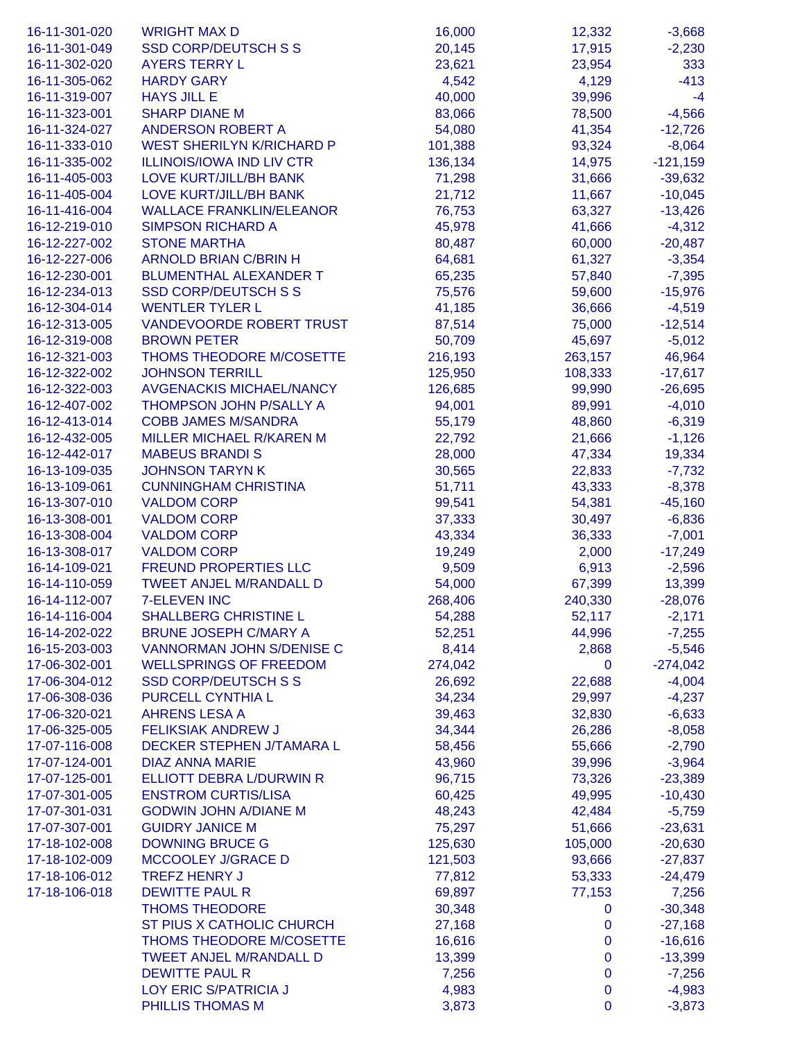| | | | | |
|---|---|---|---|---|
| 16-11-301-020 | WRIGHT MAX D | 16,000 | 12,332 | -3,668 |
| 16-11-301-049 | SSD CORP/DEUTSCH S S | 20,145 | 17,915 | -2,230 |
| 16-11-302-020 | AYERS TERRY L | 23,621 | 23,954 | 333 |
| 16-11-305-062 | HARDY GARY | 4,542 | 4,129 | -413 |
| 16-11-319-007 | HAYS JILL E | 40,000 | 39,996 | -4 |
| 16-11-323-001 | SHARP DIANE M | 83,066 | 78,500 | -4,566 |
| 16-11-324-027 | ANDERSON ROBERT A | 54,080 | 41,354 | -12,726 |
| 16-11-333-010 | WEST SHERILYN K/RICHARD P | 101,388 | 93,324 | -8,064 |
| 16-11-335-002 | ILLINOIS/IOWA IND LIV CTR | 136,134 | 14,975 | -121,159 |
| 16-11-405-003 | LOVE KURT/JILL/BH BANK | 71,298 | 31,666 | -39,632 |
| 16-11-405-004 | LOVE KURT/JILL/BH BANK | 21,712 | 11,667 | -10,045 |
| 16-11-416-004 | WALLACE FRANKLIN/ELEANOR | 76,753 | 63,327 | -13,426 |
| 16-12-219-010 | SIMPSON RICHARD A | 45,978 | 41,666 | -4,312 |
| 16-12-227-002 | STONE MARTHA | 80,487 | 60,000 | -20,487 |
| 16-12-227-006 | ARNOLD BRIAN C/BRIN H | 64,681 | 61,327 | -3,354 |
| 16-12-230-001 | BLUMENTHAL ALEXANDER T | 65,235 | 57,840 | -7,395 |
| 16-12-234-013 | SSD CORP/DEUTSCH S S | 75,576 | 59,600 | -15,976 |
| 16-12-304-014 | WENTLER TYLER L | 41,185 | 36,666 | -4,519 |
| 16-12-313-005 | VANDEVOORDE ROBERT TRUST | 87,514 | 75,000 | -12,514 |
| 16-12-319-008 | BROWN PETER | 50,709 | 45,697 | -5,012 |
| 16-12-321-003 | THOMS THEODORE M/COSETTE | 216,193 | 263,157 | 46,964 |
| 16-12-322-002 | JOHNSON TERRILL | 125,950 | 108,333 | -17,617 |
| 16-12-322-003 | AVGENACKIS MICHAEL/NANCY | 126,685 | 99,990 | -26,695 |
| 16-12-407-002 | THOMPSON JOHN P/SALLY A | 94,001 | 89,991 | -4,010 |
| 16-12-413-014 | COBB JAMES M/SANDRA | 55,179 | 48,860 | -6,319 |
| 16-12-432-005 | MILLER MICHAEL R/KAREN M | 22,792 | 21,666 | -1,126 |
| 16-12-442-017 | MABEUS BRANDI S | 28,000 | 47,334 | 19,334 |
| 16-13-109-035 | JOHNSON TARYN K | 30,565 | 22,833 | -7,732 |
| 16-13-109-061 | CUNNINGHAM CHRISTINA | 51,711 | 43,333 | -8,378 |
| 16-13-307-010 | VALDOM CORP | 99,541 | 54,381 | -45,160 |
| 16-13-308-001 | VALDOM CORP | 37,333 | 30,497 | -6,836 |
| 16-13-308-004 | VALDOM CORP | 43,334 | 36,333 | -7,001 |
| 16-13-308-017 | VALDOM CORP | 19,249 | 2,000 | -17,249 |
| 16-14-109-021 | FREUND PROPERTIES LLC | 9,509 | 6,913 | -2,596 |
| 16-14-110-059 | TWEET ANJEL M/RANDALL D | 54,000 | 67,399 | 13,399 |
| 16-14-112-007 | 7-ELEVEN INC | 268,406 | 240,330 | -28,076 |
| 16-14-116-004 | SHALLBERG CHRISTINE L | 54,288 | 52,117 | -2,171 |
| 16-14-202-022 | BRUNE JOSEPH C/MARY A | 52,251 | 44,996 | -7,255 |
| 16-15-203-003 | VANNORMAN JOHN S/DENISE C | 8,414 | 2,868 | -5,546 |
| 17-06-302-001 | WELLSPRINGS OF FREEDOM | 274,042 | 0 | -274,042 |
| 17-06-304-012 | SSD CORP/DEUTSCH S S | 26,692 | 22,688 | -4,004 |
| 17-06-308-036 | PURCELL CYNTHIA L | 34,234 | 29,997 | -4,237 |
| 17-06-320-021 | AHRENS LESA A | 39,463 | 32,830 | -6,633 |
| 17-06-325-005 | FELIKSIAK ANDREW J | 34,344 | 26,286 | -8,058 |
| 17-07-116-008 | DECKER STEPHEN J/TAMARA L | 58,456 | 55,666 | -2,790 |
| 17-07-124-001 | DIAZ ANNA MARIE | 43,960 | 39,996 | -3,964 |
| 17-07-125-001 | ELLIOTT DEBRA L/DURWIN R | 96,715 | 73,326 | -23,389 |
| 17-07-301-005 | ENSTROM CURTIS/LISA | 60,425 | 49,995 | -10,430 |
| 17-07-301-031 | GODWIN JOHN A/DIANE M | 48,243 | 42,484 | -5,759 |
| 17-07-307-001 | GUIDRY JANICE M | 75,297 | 51,666 | -23,631 |
| 17-18-102-008 | DOWNING BRUCE G | 125,630 | 105,000 | -20,630 |
| 17-18-102-009 | MCCOOLEY J/GRACE D | 121,503 | 93,666 | -27,837 |
| 17-18-106-012 | TREFZ HENRY J | 77,812 | 53,333 | -24,479 |
| 17-18-106-018 | DEWITTE PAUL R | 69,897 | 77,153 | 7,256 |
| | THOMS THEODORE | 30,348 | 0 | -30,348 |
| | ST PIUS X CATHOLIC CHURCH | 27,168 | 0 | -27,168 |
| | THOMS THEODORE M/COSETTE | 16,616 | 0 | -16,616 |
| | TWEET ANJEL M/RANDALL D | 13,399 | 0 | -13,399 |
| | DEWITTE PAUL R | 7,256 | 0 | -7,256 |
| | LOY ERIC S/PATRICIA J | 4,983 | 0 | -4,983 |
| | PHILLIS THOMAS M | 3,873 | 0 | -3,873 |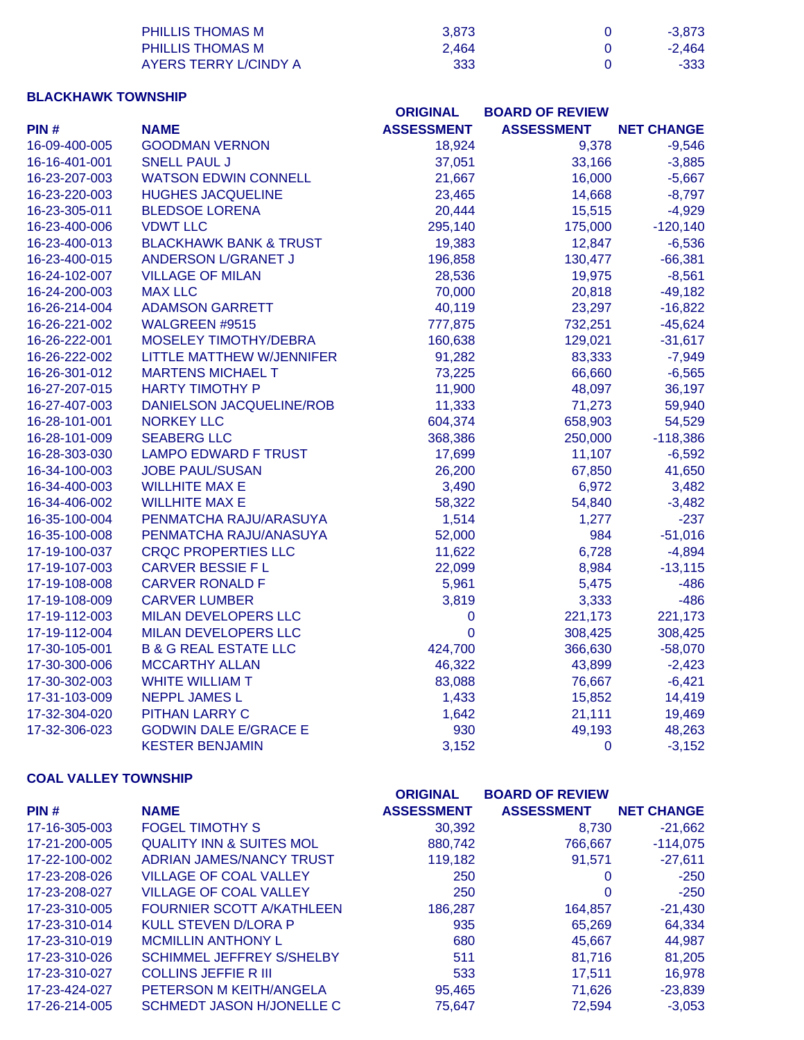| PIN # | NAME | ORIGINAL ASSESSMENT | BOARD OF REVIEW ASSESSMENT | NET CHANGE |
|---|---|---|---|---|
| | PHILLIS THOMAS M | 3,873 | 0 | -3,873 |
| | PHILLIS THOMAS M | 2,464 | 0 | -2,464 |
| | AYERS TERRY L/CINDY A | 333 | 0 | -333 |

**BLACKHAWK TOWNSHIP**

| PIN # | NAME | ORIGINAL ASSESSMENT | BOARD OF REVIEW ASSESSMENT | NET CHANGE |
|---|---|---|---|---|
| 16-09-400-005 | GOODMAN VERNON | 18,924 | 9,378 | -9,546 |
| 16-16-401-001 | SNELL PAUL J | 37,051 | 33,166 | -3,885 |
| 16-23-207-003 | WATSON EDWIN CONNELL | 21,667 | 16,000 | -5,667 |
| 16-23-220-003 | HUGHES JACQUELINE | 23,465 | 14,668 | -8,797 |
| 16-23-305-011 | BLEDSOE LORENA | 20,444 | 15,515 | -4,929 |
| 16-23-400-006 | VDWT LLC | 295,140 | 175,000 | -120,140 |
| 16-23-400-013 | BLACKHAWK BANK & TRUST | 19,383 | 12,847 | -6,536 |
| 16-23-400-015 | ANDERSON L/GRANET J | 196,858 | 130,477 | -66,381 |
| 16-24-102-007 | VILLAGE OF MILAN | 28,536 | 19,975 | -8,561 |
| 16-24-200-003 | MAX LLC | 70,000 | 20,818 | -49,182 |
| 16-26-214-004 | ADAMSON GARRETT | 40,119 | 23,297 | -16,822 |
| 16-26-221-002 | WALGREEN #9515 | 777,875 | 732,251 | -45,624 |
| 16-26-222-001 | MOSELEY TIMOTHY/DEBRA | 160,638 | 129,021 | -31,617 |
| 16-26-222-002 | LITTLE MATTHEW W/JENNIFER | 91,282 | 83,333 | -7,949 |
| 16-26-301-012 | MARTENS MICHAEL T | 73,225 | 66,660 | -6,565 |
| 16-27-207-015 | HARTY TIMOTHY P | 11,900 | 48,097 | 36,197 |
| 16-27-407-003 | DANIELSON JACQUELINE/ROB | 11,333 | 71,273 | 59,940 |
| 16-28-101-001 | NORKEY LLC | 604,374 | 658,903 | 54,529 |
| 16-28-101-009 | SEABERG LLC | 368,386 | 250,000 | -118,386 |
| 16-28-303-030 | LAMPO EDWARD F TRUST | 17,699 | 11,107 | -6,592 |
| 16-34-100-003 | JOBE PAUL/SUSAN | 26,200 | 67,850 | 41,650 |
| 16-34-400-003 | WILLHITE MAX E | 3,490 | 6,972 | 3,482 |
| 16-34-406-002 | WILLHITE MAX E | 58,322 | 54,840 | -3,482 |
| 16-35-100-004 | PENMATCHA RAJU/ARASUYA | 1,514 | 1,277 | -237 |
| 16-35-100-008 | PENMATCHA RAJU/ANASUYA | 52,000 | 984 | -51,016 |
| 17-19-100-037 | CRQC PROPERTIES LLC | 11,622 | 6,728 | -4,894 |
| 17-19-107-003 | CARVER BESSIE F L | 22,099 | 8,984 | -13,115 |
| 17-19-108-008 | CARVER RONALD F | 5,961 | 5,475 | -486 |
| 17-19-108-009 | CARVER LUMBER | 3,819 | 3,333 | -486 |
| 17-19-112-003 | MILAN DEVELOPERS LLC | 0 | 221,173 | 221,173 |
| 17-19-112-004 | MILAN DEVELOPERS LLC | 0 | 308,425 | 308,425 |
| 17-30-105-001 | B & G REAL ESTATE LLC | 424,700 | 366,630 | -58,070 |
| 17-30-300-006 | MCCARTHY ALLAN | 46,322 | 43,899 | -2,423 |
| 17-30-302-003 | WHITE WILLIAM T | 83,088 | 76,667 | -6,421 |
| 17-31-103-009 | NEPPL JAMES L | 1,433 | 15,852 | 14,419 |
| 17-32-304-020 | PITHAN LARRY C | 1,642 | 21,111 | 19,469 |
| 17-32-306-023 | GODWIN DALE E/GRACE E | 930 | 49,193 | 48,263 |
| | KESTER BENJAMIN | 3,152 | 0 | -3,152 |

**COAL VALLEY TOWNSHIP**

| PIN # | NAME | ORIGINAL ASSESSMENT | BOARD OF REVIEW ASSESSMENT | NET CHANGE |
|---|---|---|---|---|
| 17-16-305-003 | FOGEL TIMOTHY S | 30,392 | 8,730 | -21,662 |
| 17-21-200-005 | QUALITY INN & SUITES MOL | 880,742 | 766,667 | -114,075 |
| 17-22-100-002 | ADRIAN JAMES/NANCY TRUST | 119,182 | 91,571 | -27,611 |
| 17-23-208-026 | VILLAGE OF COAL VALLEY | 250 | 0 | -250 |
| 17-23-208-027 | VILLAGE OF COAL VALLEY | 250 | 0 | -250 |
| 17-23-310-005 | FOURNIER SCOTT A/KATHLEEN | 186,287 | 164,857 | -21,430 |
| 17-23-310-014 | KULL STEVEN D/LORA P | 935 | 65,269 | 64,334 |
| 17-23-310-019 | MCMILLIN ANTHONY L | 680 | 45,667 | 44,987 |
| 17-23-310-026 | SCHIMMEL JEFFREY S/SHELBY | 511 | 81,716 | 81,205 |
| 17-23-310-027 | COLLINS JEFFIE R III | 533 | 17,511 | 16,978 |
| 17-23-424-027 | PETERSON M KEITH/ANGELA | 95,465 | 71,626 | -23,839 |
| 17-26-214-005 | SCHMEDT JASON H/JONELLE C | 75,647 | 72,594 | -3,053 |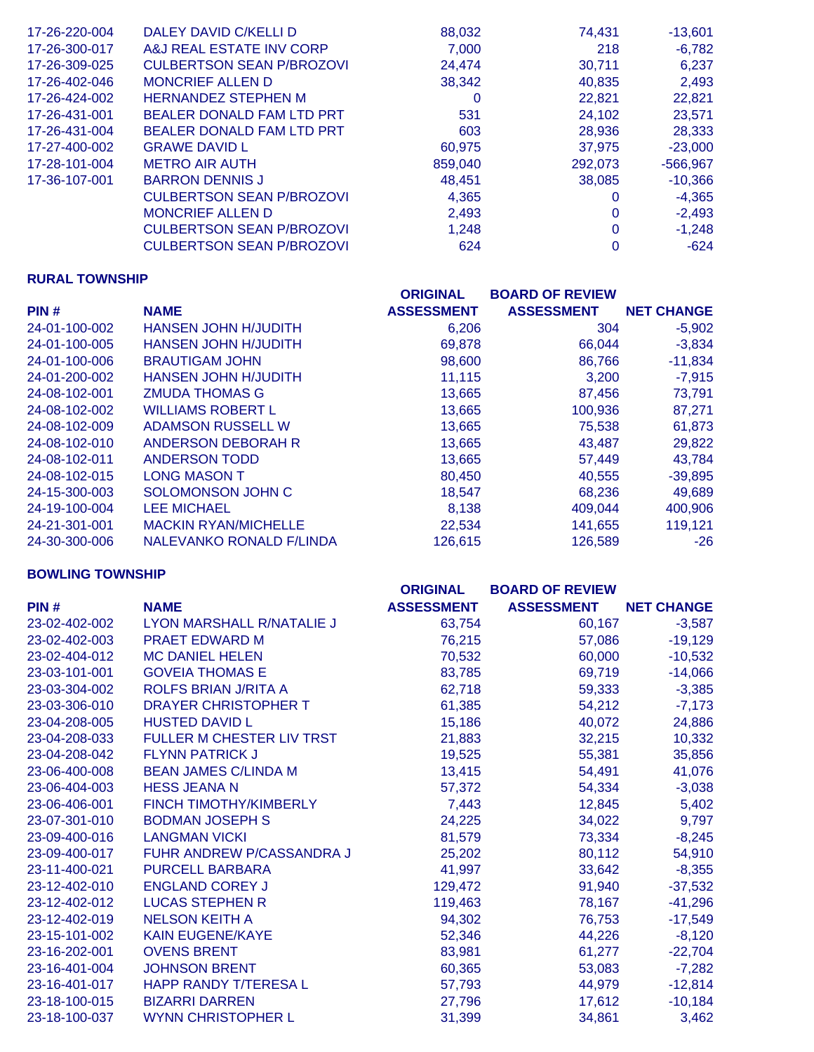| PIN # | NAME | ORIGINAL ASSESSMENT | BOARD OF REVIEW ASSESSMENT | NET CHANGE |
|---|---|---|---|---|
| 17-26-220-004 | DALEY DAVID C/KELLI D | 88,032 | 74,431 | -13,601 |
| 17-26-300-017 | A&J REAL ESTATE INV CORP | 7,000 | 218 | -6,782 |
| 17-26-309-025 | CULBERTSON SEAN P/BROZOVI | 24,474 | 30,711 | 6,237 |
| 17-26-402-046 | MONCRIEF ALLEN D | 38,342 | 40,835 | 2,493 |
| 17-26-424-002 | HERNANDEZ STEPHEN M | 0 | 22,821 | 22,821 |
| 17-26-431-001 | BEALER DONALD FAM LTD PRT | 531 | 24,102 | 23,571 |
| 17-26-431-004 | BEALER DONALD FAM LTD PRT | 603 | 28,936 | 28,333 |
| 17-27-400-002 | GRAWE DAVID L | 60,975 | 37,975 | -23,000 |
| 17-28-101-004 | METRO AIR AUTH | 859,040 | 292,073 | -566,967 |
| 17-36-107-001 | BARRON DENNIS J | 48,451 | 38,085 | -10,366 |
| | CULBERTSON SEAN P/BROZOVI | 4,365 | 0 | -4,365 |
| | MONCRIEF ALLEN D | 2,493 | 0 | -2,493 |
| | CULBERTSON SEAN P/BROZOVI | 1,248 | 0 | -1,248 |
| | CULBERTSON SEAN P/BROZOVI | 624 | 0 | -624 |

**RURAL TOWNSHIP**

| PIN # | NAME | ORIGINAL ASSESSMENT | BOARD OF REVIEW ASSESSMENT | NET CHANGE |
|---|---|---|---|---|
| 24-01-100-002 | HANSEN JOHN H/JUDITH | 6,206 | 304 | -5,902 |
| 24-01-100-005 | HANSEN JOHN H/JUDITH | 69,878 | 66,044 | -3,834 |
| 24-01-100-006 | BRAUTIGAM JOHN | 98,600 | 86,766 | -11,834 |
| 24-01-200-002 | HANSEN JOHN H/JUDITH | 11,115 | 3,200 | -7,915 |
| 24-08-102-001 | ZMUDA THOMAS G | 13,665 | 87,456 | 73,791 |
| 24-08-102-002 | WILLIAMS ROBERT L | 13,665 | 100,936 | 87,271 |
| 24-08-102-009 | ADAMSON RUSSELL W | 13,665 | 75,538 | 61,873 |
| 24-08-102-010 | ANDERSON DEBORAH R | 13,665 | 43,487 | 29,822 |
| 24-08-102-011 | ANDERSON TODD | 13,665 | 57,449 | 43,784 |
| 24-08-102-015 | LONG MASON T | 80,450 | 40,555 | -39,895 |
| 24-15-300-003 | SOLOMONSON JOHN C | 18,547 | 68,236 | 49,689 |
| 24-19-100-004 | LEE MICHAEL | 8,138 | 409,044 | 400,906 |
| 24-21-301-001 | MACKIN RYAN/MICHELLE | 22,534 | 141,655 | 119,121 |
| 24-30-300-006 | NALEVANKO RONALD F/LINDA | 126,615 | 126,589 | -26 |

**BOWLING TOWNSHIP**

| PIN # | NAME | ORIGINAL ASSESSMENT | BOARD OF REVIEW ASSESSMENT | NET CHANGE |
|---|---|---|---|---|
| 23-02-402-002 | LYON MARSHALL R/NATALIE J | 63,754 | 60,167 | -3,587 |
| 23-02-402-003 | PRAET EDWARD M | 76,215 | 57,086 | -19,129 |
| 23-02-404-012 | MC DANIEL HELEN | 70,532 | 60,000 | -10,532 |
| 23-03-101-001 | GOVEIA THOMAS E | 83,785 | 69,719 | -14,066 |
| 23-03-304-002 | ROLFS BRIAN J/RITA A | 62,718 | 59,333 | -3,385 |
| 23-03-306-010 | DRAYER CHRISTOPHER T | 61,385 | 54,212 | -7,173 |
| 23-04-208-005 | HUSTED DAVID L | 15,186 | 40,072 | 24,886 |
| 23-04-208-033 | FULLER M CHESTER LIV TRST | 21,883 | 32,215 | 10,332 |
| 23-04-208-042 | FLYNN PATRICK J | 19,525 | 55,381 | 35,856 |
| 23-06-400-008 | BEAN JAMES C/LINDA M | 13,415 | 54,491 | 41,076 |
| 23-06-404-003 | HESS JEANA N | 57,372 | 54,334 | -3,038 |
| 23-06-406-001 | FINCH TIMOTHY/KIMBERLY | 7,443 | 12,845 | 5,402 |
| 23-07-301-010 | BODMAN JOSEPH S | 24,225 | 34,022 | 9,797 |
| 23-09-400-016 | LANGMAN VICKI | 81,579 | 73,334 | -8,245 |
| 23-09-400-017 | FUHR ANDREW P/CASSANDRA J | 25,202 | 80,112 | 54,910 |
| 23-11-400-021 | PURCELL BARBARA | 41,997 | 33,642 | -8,355 |
| 23-12-402-010 | ENGLAND COREY J | 129,472 | 91,940 | -37,532 |
| 23-12-402-012 | LUCAS STEPHEN R | 119,463 | 78,167 | -41,296 |
| 23-12-402-019 | NELSON KEITH A | 94,302 | 76,753 | -17,549 |
| 23-15-101-002 | KAIN EUGENE/KAYE | 52,346 | 44,226 | -8,120 |
| 23-16-202-001 | OVENS BRENT | 83,981 | 61,277 | -22,704 |
| 23-16-401-004 | JOHNSON BRENT | 60,365 | 53,083 | -7,282 |
| 23-16-401-017 | HAPP RANDY T/TERESA L | 57,793 | 44,979 | -12,814 |
| 23-18-100-015 | BIZARRI DARREN | 27,796 | 17,612 | -10,184 |
| 23-18-100-037 | WYNN CHRISTOPHER L | 31,399 | 34,861 | 3,462 |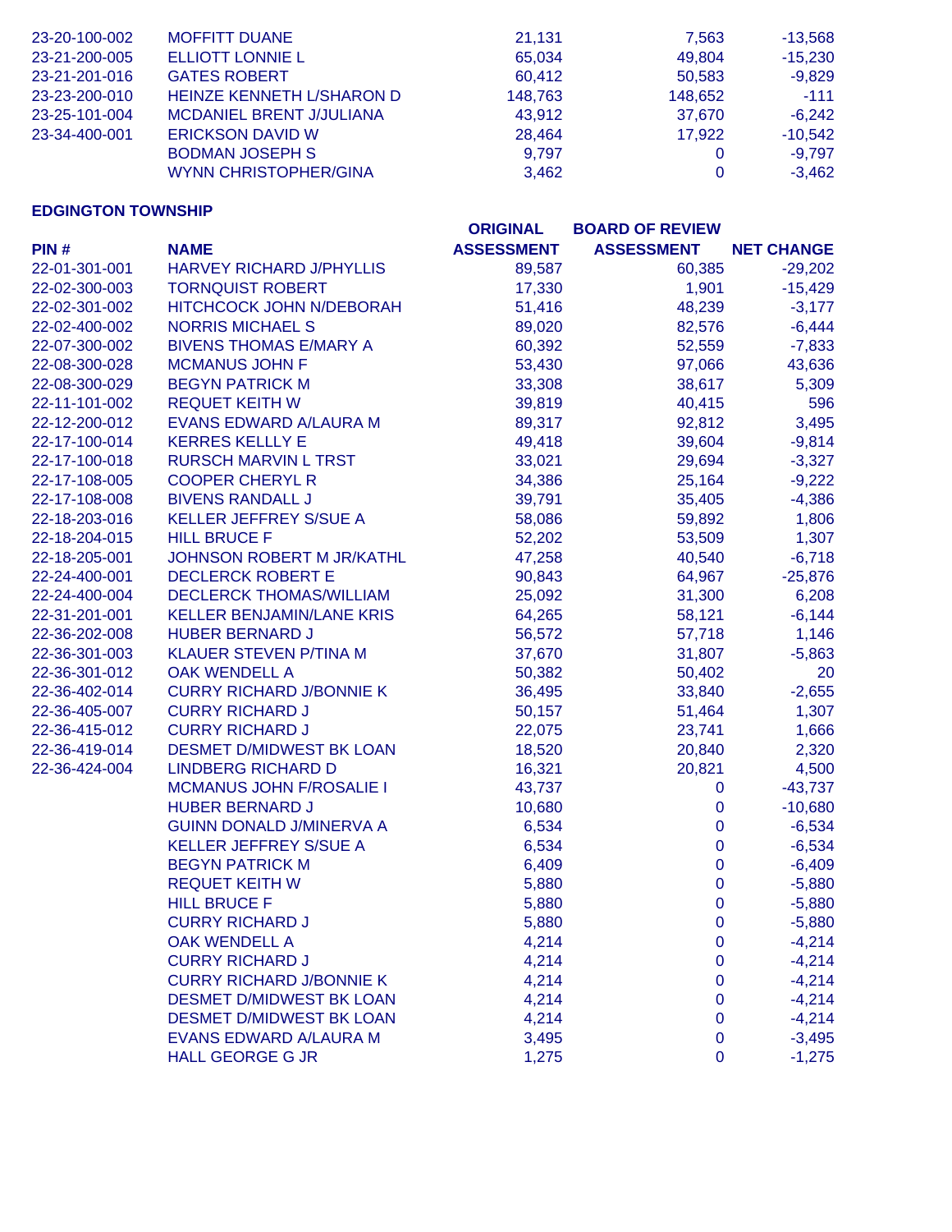| PIN # | NAME | ORIGINAL ASSESSMENT | BOARD OF REVIEW ASSESSMENT | NET CHANGE |
|---|---|---|---|---|
| 23-20-100-002 | MOFFITT DUANE | 21,131 | 7,563 | -13,568 |
| 23-21-200-005 | ELLIOTT LONNIE L | 65,034 | 49,804 | -15,230 |
| 23-21-201-016 | GATES ROBERT | 60,412 | 50,583 | -9,829 |
| 23-23-200-010 | HEINZE KENNETH L/SHARON D | 148,763 | 148,652 | -111 |
| 23-25-101-004 | MCDANIEL BRENT J/JULIANA | 43,912 | 37,670 | -6,242 |
| 23-34-400-001 | ERICKSON DAVID W | 28,464 | 17,922 | -10,542 |
| | BODMAN JOSEPH S | 9,797 | 0 | -9,797 |
| | WYNN CHRISTOPHER/GINA | 3,462 | 0 | -3,462 |

**EDGINGTON TOWNSHIP**

| PIN # | NAME | ORIGINAL ASSESSMENT | BOARD OF REVIEW ASSESSMENT | NET CHANGE |
|---|---|---|---|---|
| 22-01-301-001 | HARVEY RICHARD J/PHYLLIS | 89,587 | 60,385 | -29,202 |
| 22-02-300-003 | TORNQUIST ROBERT | 17,330 | 1,901 | -15,429 |
| 22-02-301-002 | HITCHCOCK JOHN N/DEBORAH | 51,416 | 48,239 | -3,177 |
| 22-02-400-002 | NORRIS MICHAEL S | 89,020 | 82,576 | -6,444 |
| 22-07-300-002 | BIVENS THOMAS E/MARY A | 60,392 | 52,559 | -7,833 |
| 22-08-300-028 | MCMANUS JOHN F | 53,430 | 97,066 | 43,636 |
| 22-08-300-029 | BEGYN PATRICK M | 33,308 | 38,617 | 5,309 |
| 22-11-101-002 | REQUET KEITH W | 39,819 | 40,415 | 596 |
| 22-12-200-012 | EVANS EDWARD A/LAURA M | 89,317 | 92,812 | 3,495 |
| 22-17-100-014 | KERRES KELLLY E | 49,418 | 39,604 | -9,814 |
| 22-17-100-018 | RURSCH MARVIN L TRST | 33,021 | 29,694 | -3,327 |
| 22-17-108-005 | COOPER CHERYL R | 34,386 | 25,164 | -9,222 |
| 22-17-108-008 | BIVENS RANDALL J | 39,791 | 35,405 | -4,386 |
| 22-18-203-016 | KELLER JEFFREY S/SUE A | 58,086 | 59,892 | 1,806 |
| 22-18-204-015 | HILL BRUCE F | 52,202 | 53,509 | 1,307 |
| 22-18-205-001 | JOHNSON ROBERT M JR/KATHL | 47,258 | 40,540 | -6,718 |
| 22-24-400-001 | DECLERCK ROBERT E | 90,843 | 64,967 | -25,876 |
| 22-24-400-004 | DECLERCK THOMAS/WILLIAM | 25,092 | 31,300 | 6,208 |
| 22-31-201-001 | KELLER BENJAMIN/LANE KRIS | 64,265 | 58,121 | -6,144 |
| 22-36-202-008 | HUBER BERNARD J | 56,572 | 57,718 | 1,146 |
| 22-36-301-003 | KLAUER STEVEN P/TINA M | 37,670 | 31,807 | -5,863 |
| 22-36-301-012 | OAK WENDELL A | 50,382 | 50,402 | 20 |
| 22-36-402-014 | CURRY RICHARD J/BONNIE K | 36,495 | 33,840 | -2,655 |
| 22-36-405-007 | CURRY RICHARD J | 50,157 | 51,464 | 1,307 |
| 22-36-415-012 | CURRY RICHARD J | 22,075 | 23,741 | 1,666 |
| 22-36-419-014 | DESMET D/MIDWEST BK LOAN | 18,520 | 20,840 | 2,320 |
| 22-36-424-004 | LINDBERG RICHARD D | 16,321 | 20,821 | 4,500 |
| | MCMANUS JOHN F/ROSALIE I | 43,737 | 0 | -43,737 |
| | HUBER BERNARD J | 10,680 | 0 | -10,680 |
| | GUINN DONALD J/MINERVA A | 6,534 | 0 | -6,534 |
| | KELLER JEFFREY S/SUE A | 6,534 | 0 | -6,534 |
| | BEGYN PATRICK M | 6,409 | 0 | -6,409 |
| | REQUET KEITH W | 5,880 | 0 | -5,880 |
| | HILL BRUCE F | 5,880 | 0 | -5,880 |
| | CURRY RICHARD J | 5,880 | 0 | -5,880 |
| | OAK WENDELL A | 4,214 | 0 | -4,214 |
| | CURRY RICHARD J | 4,214 | 0 | -4,214 |
| | CURRY RICHARD J/BONNIE K | 4,214 | 0 | -4,214 |
| | DESMET D/MIDWEST BK LOAN | 4,214 | 0 | -4,214 |
| | DESMET D/MIDWEST BK LOAN | 4,214 | 0 | -4,214 |
| | EVANS EDWARD A/LAURA M | 3,495 | 0 | -3,495 |
| | HALL GEORGE G JR | 1,275 | 0 | -1,275 |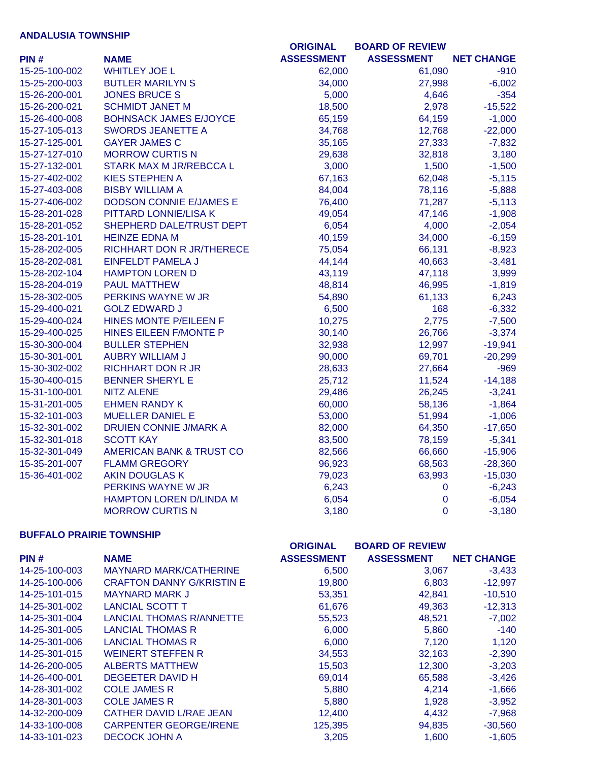### ANDALUSIA TOWNSHIP

| PIN # | NAME | ORIGINAL ASSESSMENT | BOARD OF REVIEW ASSESSMENT | NET CHANGE |
|---|---|---|---|---|
| 15-25-100-002 | WHITLEY JOE L | 62,000 | 61,090 | -910 |
| 15-25-200-003 | BUTLER MARILYN S | 34,000 | 27,998 | -6,002 |
| 15-26-200-001 | JONES BRUCE S | 5,000 | 4,646 | -354 |
| 15-26-200-021 | SCHMIDT JANET M | 18,500 | 2,978 | -15,522 |
| 15-26-400-008 | BOHNSACK JAMES E/JOYCE | 65,159 | 64,159 | -1,000 |
| 15-27-105-013 | SWORDS JEANETTE A | 34,768 | 12,768 | -22,000 |
| 15-27-125-001 | GAYER JAMES C | 35,165 | 27,333 | -7,832 |
| 15-27-127-010 | MORROW CURTIS N | 29,638 | 32,818 | 3,180 |
| 15-27-132-001 | STARK MAX M JR/REBCCA L | 3,000 | 1,500 | -1,500 |
| 15-27-402-002 | KIES STEPHEN A | 67,163 | 62,048 | -5,115 |
| 15-27-403-008 | BISBY WILLIAM A | 84,004 | 78,116 | -5,888 |
| 15-27-406-002 | DODSON CONNIE E/JAMES E | 76,400 | 71,287 | -5,113 |
| 15-28-201-028 | PITTARD LONNIE/LISA K | 49,054 | 47,146 | -1,908 |
| 15-28-201-052 | SHEPHERD DALE/TRUST DEPT | 6,054 | 4,000 | -2,054 |
| 15-28-201-101 | HEINZE EDNA M | 40,159 | 34,000 | -6,159 |
| 15-28-202-005 | RICHHART DON R JR/THERECE | 75,054 | 66,131 | -8,923 |
| 15-28-202-081 | EINFELDT PAMELA J | 44,144 | 40,663 | -3,481 |
| 15-28-202-104 | HAMPTON LOREN D | 43,119 | 47,118 | 3,999 |
| 15-28-204-019 | PAUL MATTHEW | 48,814 | 46,995 | -1,819 |
| 15-28-302-005 | PERKINS WAYNE W JR | 54,890 | 61,133 | 6,243 |
| 15-29-400-021 | GOLZ EDWARD J | 6,500 | 168 | -6,332 |
| 15-29-400-024 | HINES MONTE P/EILEEN F | 10,275 | 2,775 | -7,500 |
| 15-29-400-025 | HINES EILEEN F/MONTE P | 30,140 | 26,766 | -3,374 |
| 15-30-300-004 | BULLER STEPHEN | 32,938 | 12,997 | -19,941 |
| 15-30-301-001 | AUBRY WILLIAM J | 90,000 | 69,701 | -20,299 |
| 15-30-302-002 | RICHHART DON R JR | 28,633 | 27,664 | -969 |
| 15-30-400-015 | BENNER SHERYL E | 25,712 | 11,524 | -14,188 |
| 15-31-100-001 | NITZ ALENE | 29,486 | 26,245 | -3,241 |
| 15-31-201-005 | EHMEN RANDY K | 60,000 | 58,136 | -1,864 |
| 15-32-101-003 | MUELLER DANIEL E | 53,000 | 51,994 | -1,006 |
| 15-32-301-002 | DRUIEN CONNIE J/MARK A | 82,000 | 64,350 | -17,650 |
| 15-32-301-018 | SCOTT KAY | 83,500 | 78,159 | -5,341 |
| 15-32-301-049 | AMERICAN BANK & TRUST CO | 82,566 | 66,660 | -15,906 |
| 15-35-201-007 | FLAMM GREGORY | 96,923 | 68,563 | -28,360 |
| 15-36-401-002 | AKIN DOUGLAS K | 79,023 | 63,993 | -15,030 |
| | PERKINS WAYNE W JR | 6,243 | 0 | -6,243 |
| | HAMPTON LOREN D/LINDA M | 6,054 | 0 | -6,054 |
| | MORROW CURTIS N | 3,180 | 0 | -3,180 |

### BUFFALO PRAIRIE TOWNSHIP

| PIN # | NAME | ORIGINAL ASSESSMENT | BOARD OF REVIEW ASSESSMENT | NET CHANGE |
|---|---|---|---|---|
| 14-25-100-003 | MAYNARD MARK/CATHERINE | 6,500 | 3,067 | -3,433 |
| 14-25-100-006 | CRAFTON DANNY G/KRISTIN E | 19,800 | 6,803 | -12,997 |
| 14-25-101-015 | MAYNARD MARK J | 53,351 | 42,841 | -10,510 |
| 14-25-301-002 | LANCIAL SCOTT T | 61,676 | 49,363 | -12,313 |
| 14-25-301-004 | LANCIAL THOMAS R/ANNETTE | 55,523 | 48,521 | -7,002 |
| 14-25-301-005 | LANCIAL THOMAS R | 6,000 | 5,860 | -140 |
| 14-25-301-006 | LANCIAL THOMAS R | 6,000 | 7,120 | 1,120 |
| 14-25-301-015 | WEINERT STEFFEN R | 34,553 | 32,163 | -2,390 |
| 14-26-200-005 | ALBERTS MATTHEW | 15,503 | 12,300 | -3,203 |
| 14-26-400-001 | DEGEETER DAVID H | 69,014 | 65,588 | -3,426 |
| 14-28-301-002 | COLE JAMES R | 5,880 | 4,214 | -1,666 |
| 14-28-301-003 | COLE JAMES R | 5,880 | 1,928 | -3,952 |
| 14-32-200-009 | CATHER DAVID L/RAE JEAN | 12,400 | 4,432 | -7,968 |
| 14-33-100-008 | CARPENTER GEORGE/IRENE | 125,395 | 94,835 | -30,560 |
| 14-33-101-023 | DECOCK JOHN A | 3,205 | 1,600 | -1,605 |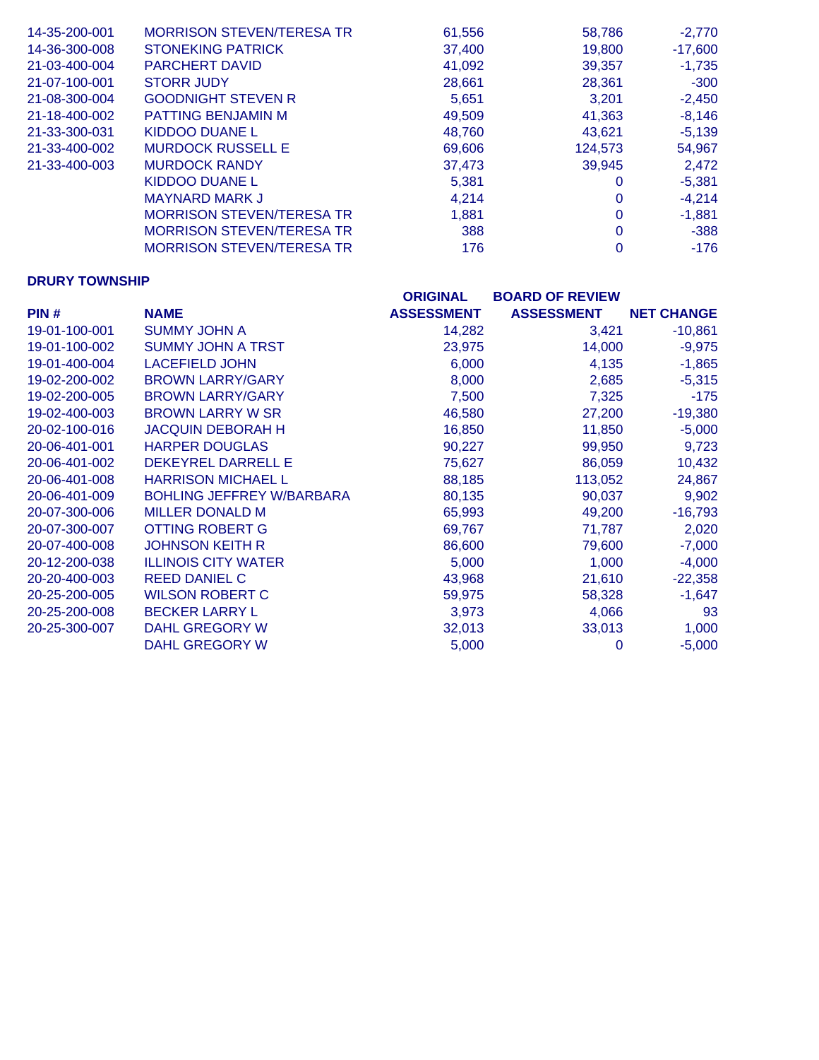| | | | | |
|---|---|---|---|---|
| 14-35-200-001 | MORRISON STEVEN/TERESA TR | 61,556 | 58,786 | -2,770 |
| 14-36-300-008 | STONEKING PATRICK | 37,400 | 19,800 | -17,600 |
| 21-03-400-004 | PARCHERT DAVID | 41,092 | 39,357 | -1,735 |
| 21-07-100-001 | STORR JUDY | 28,661 | 28,361 | -300 |
| 21-08-300-004 | GOODNIGHT STEVEN R | 5,651 | 3,201 | -2,450 |
| 21-18-400-002 | PATTING BENJAMIN M | 49,509 | 41,363 | -8,146 |
| 21-33-300-031 | KIDDOO DUANE L | 48,760 | 43,621 | -5,139 |
| 21-33-400-002 | MURDOCK RUSSELL E | 69,606 | 124,573 | 54,967 |
| 21-33-400-003 | MURDOCK RANDY | 37,473 | 39,945 | 2,472 |
| | KIDDOO DUANE L | 5,381 | 0 | -5,381 |
| | MAYNARD MARK J | 4,214 | 0 | -4,214 |
| | MORRISON STEVEN/TERESA TR | 1,881 | 0 | -1,881 |
| | MORRISON STEVEN/TERESA TR | 388 | 0 | -388 |
| | MORRISON STEVEN/TERESA TR | 176 | 0 | -176 |

**DRURY TOWNSHIP**

| PIN # | NAME | ORIGINAL ASSESSMENT | BOARD OF REVIEW ASSESSMENT | NET CHANGE |
|---|---|---|---|---|
| 19-01-100-001 | SUMMY JOHN A | 14,282 | 3,421 | -10,861 |
| 19-01-100-002 | SUMMY JOHN A TRST | 23,975 | 14,000 | -9,975 |
| 19-01-400-004 | LACEFIELD JOHN | 6,000 | 4,135 | -1,865 |
| 19-02-200-002 | BROWN LARRY/GARY | 8,000 | 2,685 | -5,315 |
| 19-02-200-005 | BROWN LARRY/GARY | 7,500 | 7,325 | -175 |
| 19-02-400-003 | BROWN LARRY W SR | 46,580 | 27,200 | -19,380 |
| 20-02-100-016 | JACQUIN DEBORAH H | 16,850 | 11,850 | -5,000 |
| 20-06-401-001 | HARPER DOUGLAS | 90,227 | 99,950 | 9,723 |
| 20-06-401-002 | DEKEYREL DARRELL E | 75,627 | 86,059 | 10,432 |
| 20-06-401-008 | HARRISON MICHAEL L | 88,185 | 113,052 | 24,867 |
| 20-06-401-009 | BOHLING JEFFREY W/BARBARA | 80,135 | 90,037 | 9,902 |
| 20-07-300-006 | MILLER DONALD M | 65,993 | 49,200 | -16,793 |
| 20-07-300-007 | OTTING ROBERT G | 69,767 | 71,787 | 2,020 |
| 20-07-400-008 | JOHNSON KEITH R | 86,600 | 79,600 | -7,000 |
| 20-12-200-038 | ILLINOIS CITY WATER | 5,000 | 1,000 | -4,000 |
| 20-20-400-003 | REED DANIEL C | 43,968 | 21,610 | -22,358 |
| 20-25-200-005 | WILSON ROBERT C | 59,975 | 58,328 | -1,647 |
| 20-25-200-008 | BECKER LARRY L | 3,973 | 4,066 | 93 |
| 20-25-300-007 | DAHL GREGORY W | 32,013 | 33,013 | 1,000 |
| | DAHL GREGORY W | 5,000 | 0 | -5,000 |